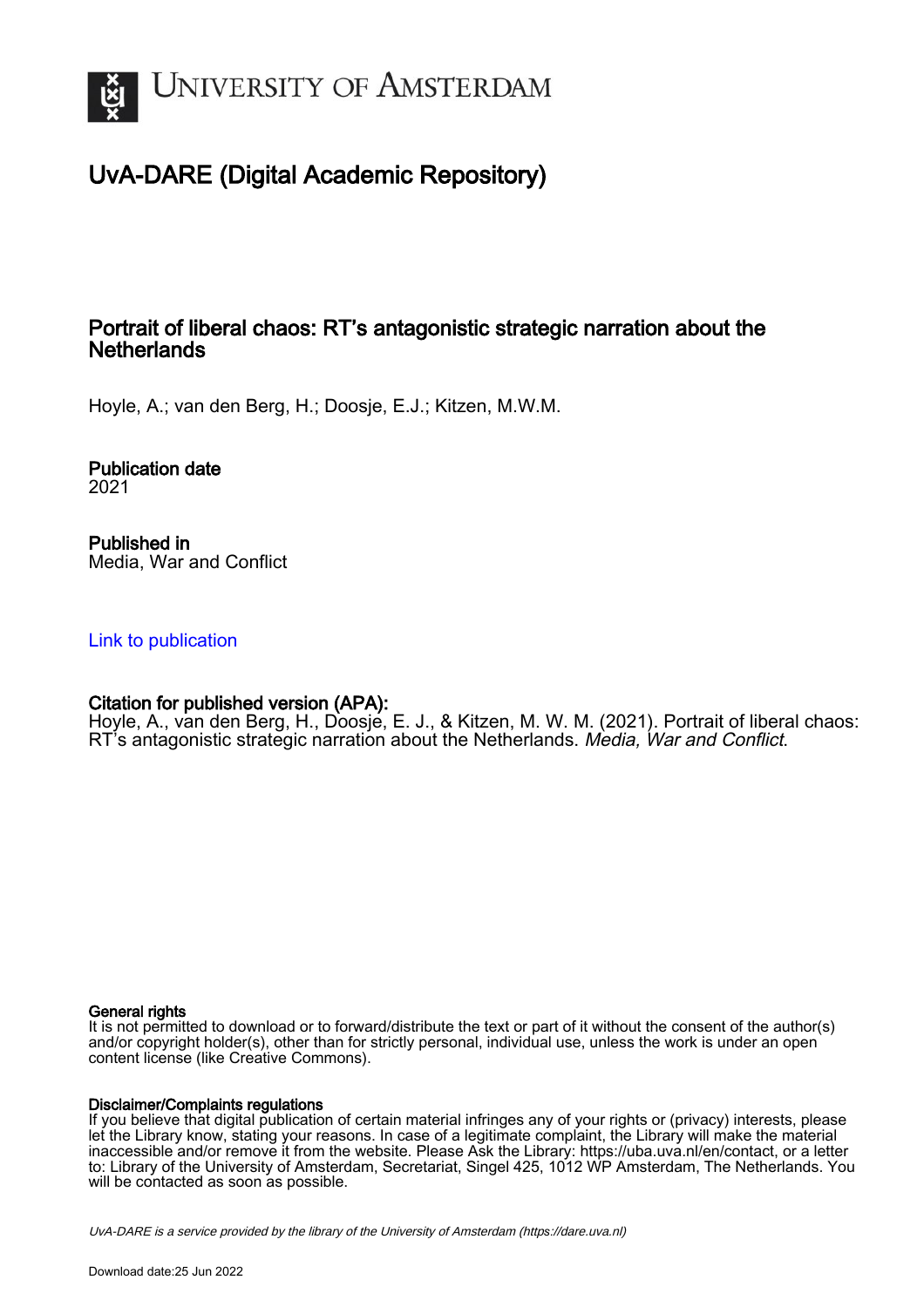# UvA-DARE (Digital Academic Repository)

## Portrait of liberal chaos: RT's antagonistic strategic narration about the Netherlands

Hoyle, A.; van den Berg, H.; Doosje, E.J.; Kitzen, M.W.M.

**Publication date**
2021

**Published in**
Media, War and Conflict

Link to publication

**Citation for published version (APA):**
Hoyle, A., van den Berg, H., Doosje, E. J., & Kitzen, M. W. M. (2021). Portrait of liberal chaos: RT's antagonistic strategic narration about the Netherlands. *Media, War and Conflict*.

**General rights**
It is not permitted to download or to forward/distribute the text or part of it without the consent of the author(s) and/or copyright holder(s), other than for strictly personal, individual use, unless the work is under an open content license (like Creative Commons).

**Disclaimer/Complaints regulations**
If you believe that digital publication of certain material infringes any of your rights or (privacy) interests, please let the Library know, stating your reasons. In case of a legitimate complaint, the Library will make the material inaccessible and/or remove it from the website. Please Ask the Library: https://uba.uva.nl/en/contact, or a letter to: Library of the University of Amsterdam, Secretariat, Singel 425, 1012 WP Amsterdam, The Netherlands. You will be contacted as soon as possible.

*UvA-DARE is a service provided by the library of the University of Amsterdam (https://dare.uva.nl)*

Download date:25 Jun 2022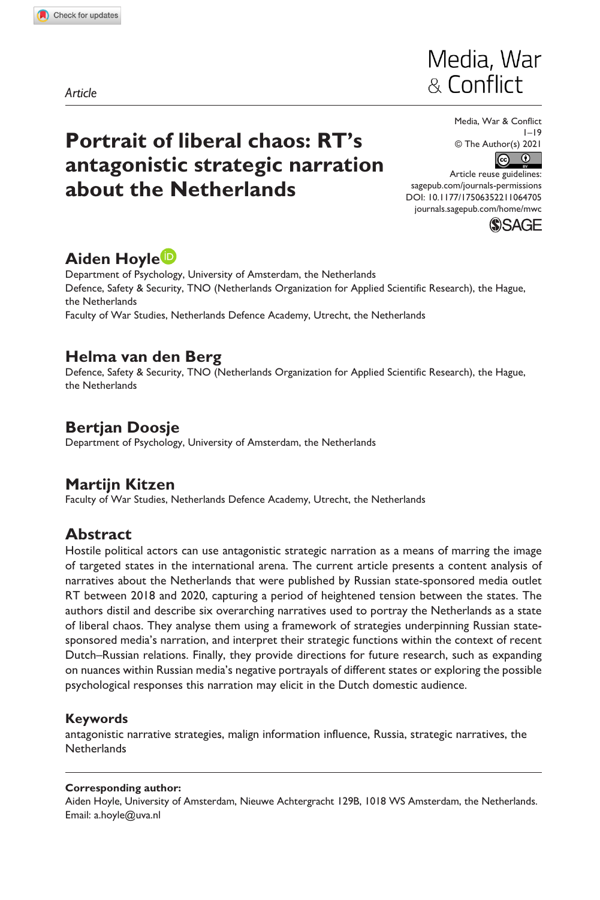*Article*

# Portrait of liberal chaos: RT's antagonistic strategic narration about the Netherlands

DOI: 10.1177/17506352211064705

journals.sagepub.com/home/mwc

## Aiden Hoyle

Department of Psychology, University of Amsterdam, the Netherlands

Defence, Safety & Security, TNO (Netherlands Organization for Applied Scientific Research), the Hague, the Netherlands

Faculty of War Studies, Netherlands Defence Academy, Utrecht, the Netherlands

## Helma van den Berg

Defence, Safety & Security, TNO (Netherlands Organization for Applied Scientific Research), the Hague, the Netherlands

## Bertjan Doosje

Department of Psychology, University of Amsterdam, the Netherlands

## Martijn Kitzen

Faculty of War Studies, Netherlands Defence Academy, Utrecht, the Netherlands

## Abstract

Hostile political actors can use antagonistic strategic narration as a means of marring the image of targeted states in the international arena. The current article presents a content analysis of narratives about the Netherlands that were published by Russian state-sponsored media outlet RT between 2018 and 2020, capturing a period of heightened tension between the states. The authors distil and describe six overarching narratives used to portray the Netherlands as a state of liberal chaos. They analyse them using a framework of strategies underpinning Russian state-sponsored media's narration, and interpret their strategic functions within the context of recent Dutch–Russian relations. Finally, they provide directions for future research, such as expanding on nuances within Russian media's negative portrayals of different states or exploring the possible psychological responses this narration may elicit in the Dutch domestic audience.

### Keywords

antagonistic narrative strategies, malign information influence, Russia, strategic narratives, the Netherlands

**Corresponding author:**
Aiden Hoyle, University of Amsterdam, Nieuwe Achtergracht 129B, 1018 WS Amsterdam, the Netherlands.
Email: a.hoyle@uva.nl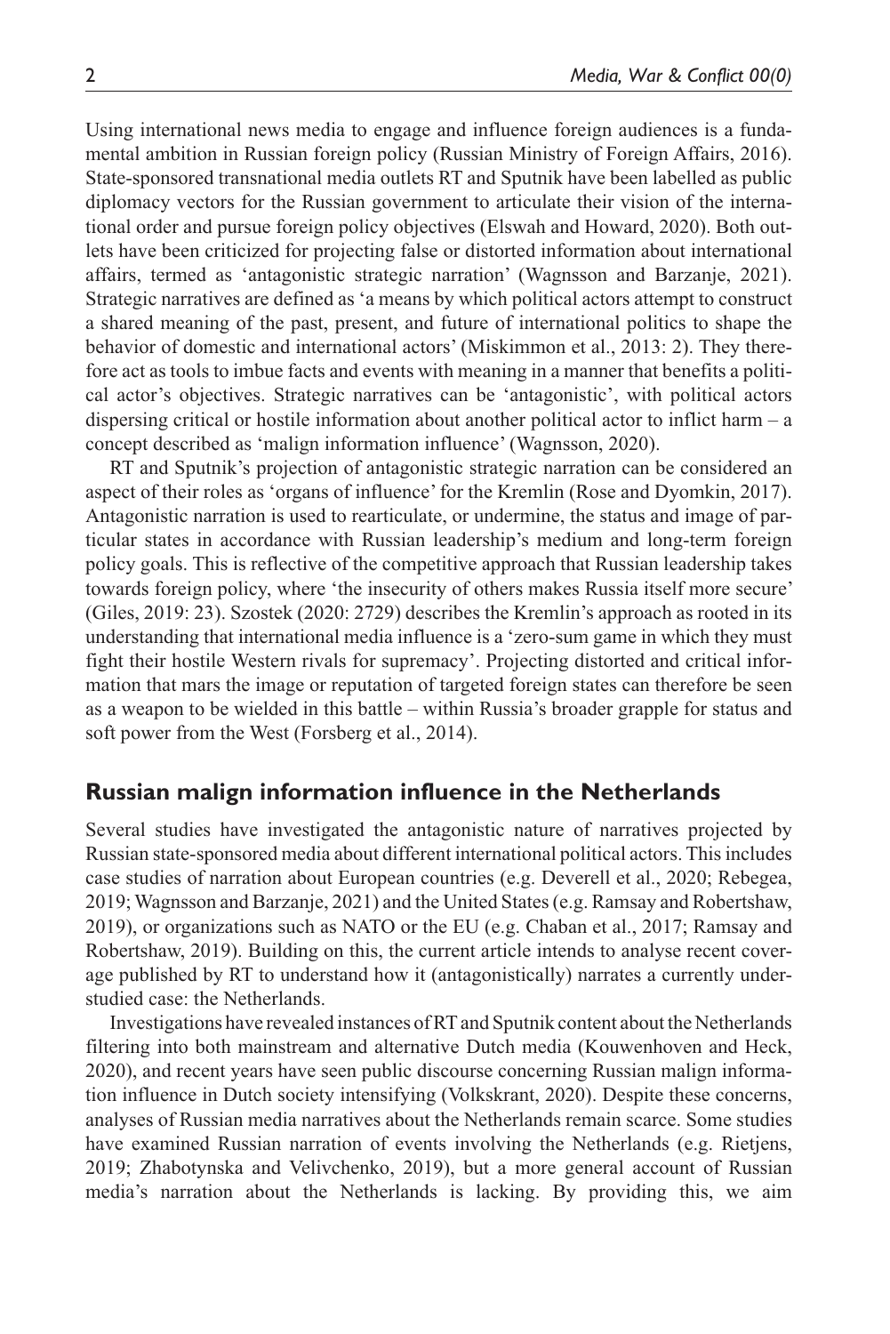Using international news media to engage and influence foreign audiences is a fundamental ambition in Russian foreign policy (Russian Ministry of Foreign Affairs, 2016). State-sponsored transnational media outlets RT and Sputnik have been labelled as public diplomacy vectors for the Russian government to articulate their vision of the international order and pursue foreign policy objectives (Elswah and Howard, 2020). Both outlets have been criticized for projecting false or distorted information about international affairs, termed as 'antagonistic strategic narration' (Wagnsson and Barzanje, 2021). Strategic narratives are defined as 'a means by which political actors attempt to construct a shared meaning of the past, present, and future of international politics to shape the behavior of domestic and international actors' (Miskimmon et al., 2013: 2). They therefore act as tools to imbue facts and events with meaning in a manner that benefits a political actor's objectives. Strategic narratives can be 'antagonistic', with political actors dispersing critical or hostile information about another political actor to inflict harm – a concept described as 'malign information influence' (Wagnsson, 2020).

RT and Sputnik's projection of antagonistic strategic narration can be considered an aspect of their roles as 'organs of influence' for the Kremlin (Rose and Dyomkin, 2017). Antagonistic narration is used to rearticulate, or undermine, the status and image of particular states in accordance with Russian leadership's medium and long-term foreign policy goals. This is reflective of the competitive approach that Russian leadership takes towards foreign policy, where 'the insecurity of others makes Russia itself more secure' (Giles, 2019: 23). Szostek (2020: 2729) describes the Kremlin's approach as rooted in its understanding that international media influence is a 'zero-sum game in which they must fight their hostile Western rivals for supremacy'. Projecting distorted and critical information that mars the image or reputation of targeted foreign states can therefore be seen as a weapon to be wielded in this battle – within Russia's broader grapple for status and soft power from the West (Forsberg et al., 2014).

## Russian malign information influence in the Netherlands

Several studies have investigated the antagonistic nature of narratives projected by Russian state-sponsored media about different international political actors. This includes case studies of narration about European countries (e.g. Deverell et al., 2020; Rebegea, 2019; Wagnsson and Barzanje, 2021) and the United States (e.g. Ramsay and Robertshaw, 2019), or organizations such as NATO or the EU (e.g. Chaban et al., 2017; Ramsay and Robertshaw, 2019). Building on this, the current article intends to analyse recent coverage published by RT to understand how it (antagonistically) narrates a currently understudied case: the Netherlands.

Investigations have revealed instances of RT and Sputnik content about the Netherlands filtering into both mainstream and alternative Dutch media (Kouwenhoven and Heck, 2020), and recent years have seen public discourse concerning Russian malign information influence in Dutch society intensifying (Volkskrant, 2020). Despite these concerns, analyses of Russian media narratives about the Netherlands remain scarce. Some studies have examined Russian narration of events involving the Netherlands (e.g. Rietjens, 2019; Zhabotynska and Velivchenko, 2019), but a more general account of Russian media's narration about the Netherlands is lacking. By providing this, we aim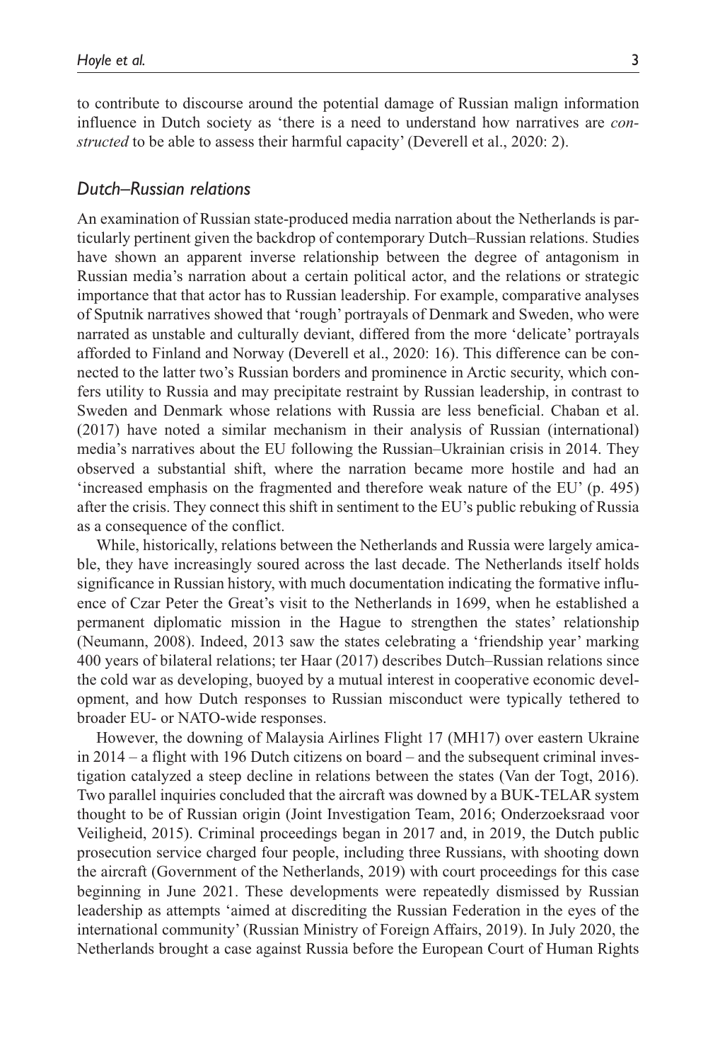to contribute to discourse around the potential damage of Russian malign information influence in Dutch society as 'there is a need to understand how narratives are *constructed* to be able to assess their harmful capacity' (Deverell et al., 2020: 2).

### *Dutch–Russian relations*

An examination of Russian state-produced media narration about the Netherlands is particularly pertinent given the backdrop of contemporary Dutch–Russian relations. Studies have shown an apparent inverse relationship between the degree of antagonism in Russian media's narration about a certain political actor, and the relations or strategic importance that that actor has to Russian leadership. For example, comparative analyses of Sputnik narratives showed that 'rough' portrayals of Denmark and Sweden, who were narrated as unstable and culturally deviant, differed from the more 'delicate' portrayals afforded to Finland and Norway (Deverell et al., 2020: 16). This difference can be connected to the latter two's Russian borders and prominence in Arctic security, which confers utility to Russia and may precipitate restraint by Russian leadership, in contrast to Sweden and Denmark whose relations with Russia are less beneficial. Chaban et al. (2017) have noted a similar mechanism in their analysis of Russian (international) media's narratives about the EU following the Russian–Ukrainian crisis in 2014. They observed a substantial shift, where the narration became more hostile and had an 'increased emphasis on the fragmented and therefore weak nature of the EU' (p. 495) after the crisis. They connect this shift in sentiment to the EU's public rebuking of Russia as a consequence of the conflict.

While, historically, relations between the Netherlands and Russia were largely amicable, they have increasingly soured across the last decade. The Netherlands itself holds significance in Russian history, with much documentation indicating the formative influence of Czar Peter the Great's visit to the Netherlands in 1699, when he established a permanent diplomatic mission in the Hague to strengthen the states' relationship (Neumann, 2008). Indeed, 2013 saw the states celebrating a 'friendship year' marking 400 years of bilateral relations; ter Haar (2017) describes Dutch–Russian relations since the cold war as developing, buoyed by a mutual interest in cooperative economic development, and how Dutch responses to Russian misconduct were typically tethered to broader EU- or NATO-wide responses.

However, the downing of Malaysia Airlines Flight 17 (MH17) over eastern Ukraine in 2014 – a flight with 196 Dutch citizens on board – and the subsequent criminal investigation catalyzed a steep decline in relations between the states (Van der Togt, 2016). Two parallel inquiries concluded that the aircraft was downed by a BUK-TELAR system thought to be of Russian origin (Joint Investigation Team, 2016; Onderzoeksraad voor Veiligheid, 2015). Criminal proceedings began in 2017 and, in 2019, the Dutch public prosecution service charged four people, including three Russians, with shooting down the aircraft (Government of the Netherlands, 2019) with court proceedings for this case beginning in June 2021. These developments were repeatedly dismissed by Russian leadership as attempts 'aimed at discrediting the Russian Federation in the eyes of the international community' (Russian Ministry of Foreign Affairs, 2019). In July 2020, the Netherlands brought a case against Russia before the European Court of Human Rights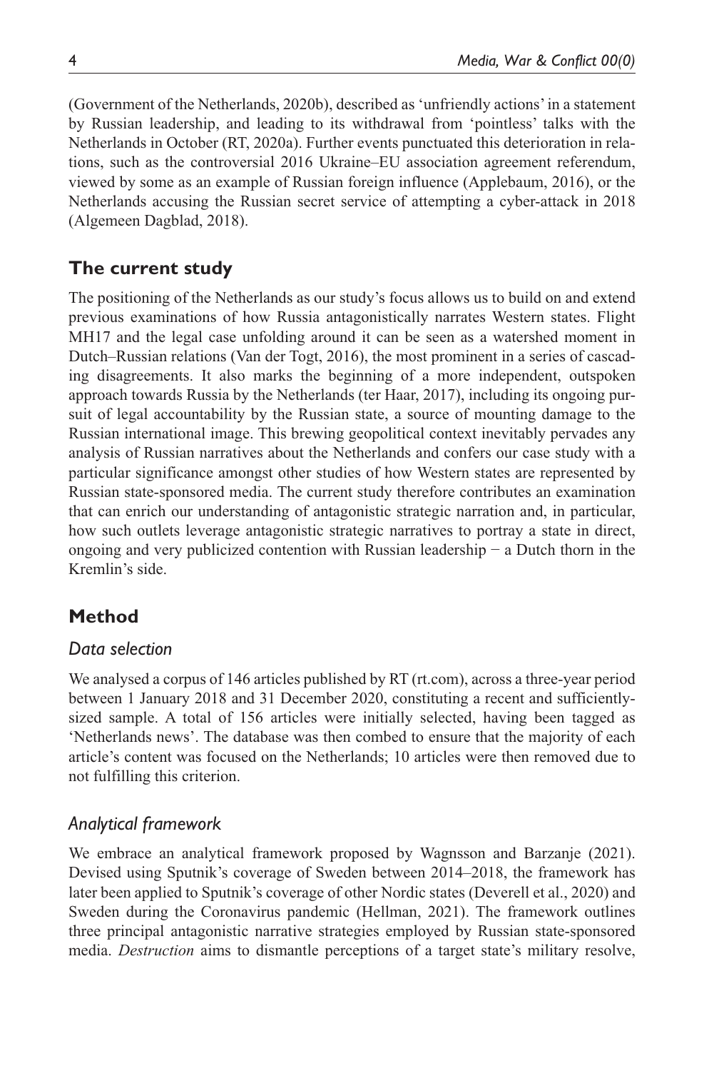(Government of the Netherlands, 2020b), described as 'unfriendly actions' in a statement by Russian leadership, and leading to its withdrawal from 'pointless' talks with the Netherlands in October (RT, 2020a). Further events punctuated this deterioration in relations, such as the controversial 2016 Ukraine–EU association agreement referendum, viewed by some as an example of Russian foreign influence (Applebaum, 2016), or the Netherlands accusing the Russian secret service of attempting a cyber-attack in 2018 (Algemeen Dagblad, 2018).

## The current study

The positioning of the Netherlands as our study's focus allows us to build on and extend previous examinations of how Russia antagonistically narrates Western states. Flight MH17 and the legal case unfolding around it can be seen as a watershed moment in Dutch–Russian relations (Van der Togt, 2016), the most prominent in a series of cascading disagreements. It also marks the beginning of a more independent, outspoken approach towards Russia by the Netherlands (ter Haar, 2017), including its ongoing pursuit of legal accountability by the Russian state, a source of mounting damage to the Russian international image. This brewing geopolitical context inevitably pervades any analysis of Russian narratives about the Netherlands and confers our case study with a particular significance amongst other studies of how Western states are represented by Russian state-sponsored media. The current study therefore contributes an examination that can enrich our understanding of antagonistic strategic narration and, in particular, how such outlets leverage antagonistic strategic narratives to portray a state in direct, ongoing and very publicized contention with Russian leadership − a Dutch thorn in the Kremlin's side.

## Method

### *Data selection*

We analysed a corpus of 146 articles published by RT (rt.com), across a three-year period between 1 January 2018 and 31 December 2020, constituting a recent and sufficiently-sized sample. A total of 156 articles were initially selected, having been tagged as 'Netherlands news'. The database was then combed to ensure that the majority of each article's content was focused on the Netherlands; 10 articles were then removed due to not fulfilling this criterion.

### *Analytical framework*

We embrace an analytical framework proposed by Wagnsson and Barzanje (2021). Devised using Sputnik's coverage of Sweden between 2014–2018, the framework has later been applied to Sputnik's coverage of other Nordic states (Deverell et al., 2020) and Sweden during the Coronavirus pandemic (Hellman, 2021). The framework outlines three principal antagonistic narrative strategies employed by Russian state-sponsored media. *Destruction* aims to dismantle perceptions of a target state's military resolve,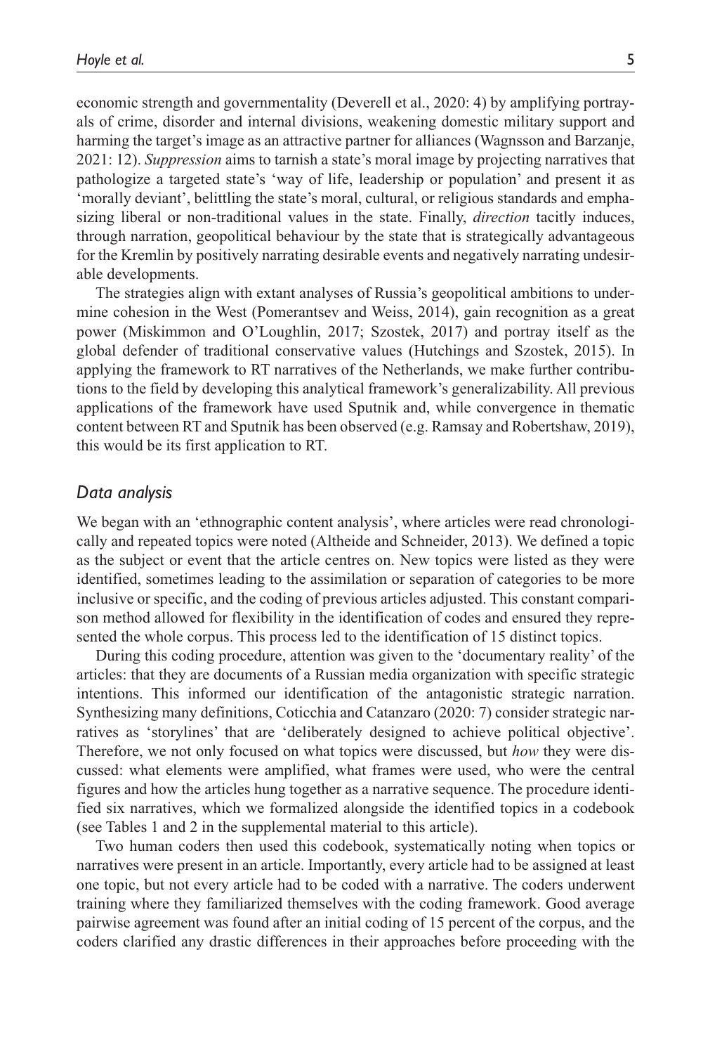economic strength and governmentality (Deverell et al., 2020: 4) by amplifying portrayals of crime, disorder and internal divisions, weakening domestic military support and harming the target's image as an attractive partner for alliances (Wagnsson and Barzanje, 2021: 12). *Suppression* aims to tarnish a state's moral image by projecting narratives that pathologize a targeted state's 'way of life, leadership or population' and present it as 'morally deviant', belittling the state's moral, cultural, or religious standards and emphasizing liberal or non-traditional values in the state. Finally, *direction* tacitly induces, through narration, geopolitical behaviour by the state that is strategically advantageous for the Kremlin by positively narrating desirable events and negatively narrating undesirable developments.

The strategies align with extant analyses of Russia's geopolitical ambitions to undermine cohesion in the West (Pomerantsev and Weiss, 2014), gain recognition as a great power (Miskimmon and O'Loughlin, 2017; Szostek, 2017) and portray itself as the global defender of traditional conservative values (Hutchings and Szostek, 2015). In applying the framework to RT narratives of the Netherlands, we make further contributions to the field by developing this analytical framework's generalizability. All previous applications of the framework have used Sputnik and, while convergence in thematic content between RT and Sputnik has been observed (e.g. Ramsay and Robertshaw, 2019), this would be its first application to RT.

## *Data analysis*

We began with an 'ethnographic content analysis', where articles were read chronologically and repeated topics were noted (Altheide and Schneider, 2013). We defined a topic as the subject or event that the article centres on. New topics were listed as they were identified, sometimes leading to the assimilation or separation of categories to be more inclusive or specific, and the coding of previous articles adjusted. This constant comparison method allowed for flexibility in the identification of codes and ensured they represented the whole corpus. This process led to the identification of 15 distinct topics.

During this coding procedure, attention was given to the 'documentary reality' of the articles: that they are documents of a Russian media organization with specific strategic intentions. This informed our identification of the antagonistic strategic narration. Synthesizing many definitions, Coticchia and Catanzaro (2020: 7) consider strategic narratives as 'storylines' that are 'deliberately designed to achieve political objective'. Therefore, we not only focused on what topics were discussed, but *how* they were discussed: what elements were amplified, what frames were used, who were the central figures and how the articles hung together as a narrative sequence. The procedure identified six narratives, which we formalized alongside the identified topics in a codebook (see Tables 1 and 2 in the supplemental material to this article).

Two human coders then used this codebook, systematically noting when topics or narratives were present in an article. Importantly, every article had to be assigned at least one topic, but not every article had to be coded with a narrative. The coders underwent training where they familiarized themselves with the coding framework. Good average pairwise agreement was found after an initial coding of 15 percent of the corpus, and the coders clarified any drastic differences in their approaches before proceeding with the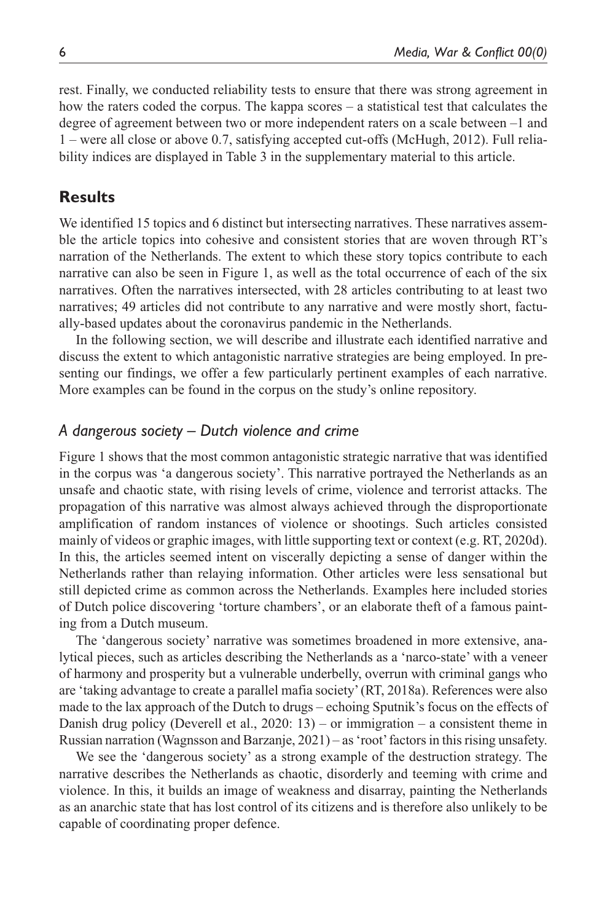rest. Finally, we conducted reliability tests to ensure that there was strong agreement in how the raters coded the corpus. The kappa scores – a statistical test that calculates the degree of agreement between two or more independent raters on a scale between –1 and 1 – were all close or above 0.7, satisfying accepted cut-offs (McHugh, 2012). Full reliability indices are displayed in Table 3 in the supplementary material to this article.

## Results

We identified 15 topics and 6 distinct but intersecting narratives. These narratives assemble the article topics into cohesive and consistent stories that are woven through RT's narration of the Netherlands. The extent to which these story topics contribute to each narrative can also be seen in Figure 1, as well as the total occurrence of each of the six narratives. Often the narratives intersected, with 28 articles contributing to at least two narratives; 49 articles did not contribute to any narrative and were mostly short, factually-based updates about the coronavirus pandemic in the Netherlands.

In the following section, we will describe and illustrate each identified narrative and discuss the extent to which antagonistic narrative strategies are being employed. In presenting our findings, we offer a few particularly pertinent examples of each narrative. More examples can be found in the corpus on the study's online repository.

### *A dangerous society – Dutch violence and crime*

Figure 1 shows that the most common antagonistic strategic narrative that was identified in the corpus was 'a dangerous society'. This narrative portrayed the Netherlands as an unsafe and chaotic state, with rising levels of crime, violence and terrorist attacks. The propagation of this narrative was almost always achieved through the disproportionate amplification of random instances of violence or shootings. Such articles consisted mainly of videos or graphic images, with little supporting text or context (e.g. RT, 2020d). In this, the articles seemed intent on viscerally depicting a sense of danger within the Netherlands rather than relaying information. Other articles were less sensational but still depicted crime as common across the Netherlands. Examples here included stories of Dutch police discovering 'torture chambers', or an elaborate theft of a famous painting from a Dutch museum.

The 'dangerous society' narrative was sometimes broadened in more extensive, analytical pieces, such as articles describing the Netherlands as a 'narco-state' with a veneer of harmony and prosperity but a vulnerable underbelly, overrun with criminal gangs who are 'taking advantage to create a parallel mafia society' (RT, 2018a). References were also made to the lax approach of the Dutch to drugs – echoing Sputnik's focus on the effects of Danish drug policy (Deverell et al., 2020: 13) – or immigration – a consistent theme in Russian narration (Wagnsson and Barzanje, 2021) – as 'root' factors in this rising unsafety.

We see the 'dangerous society' as a strong example of the destruction strategy. The narrative describes the Netherlands as chaotic, disorderly and teeming with crime and violence. In this, it builds an image of weakness and disarray, painting the Netherlands as an anarchic state that has lost control of its citizens and is therefore also unlikely to be capable of coordinating proper defence.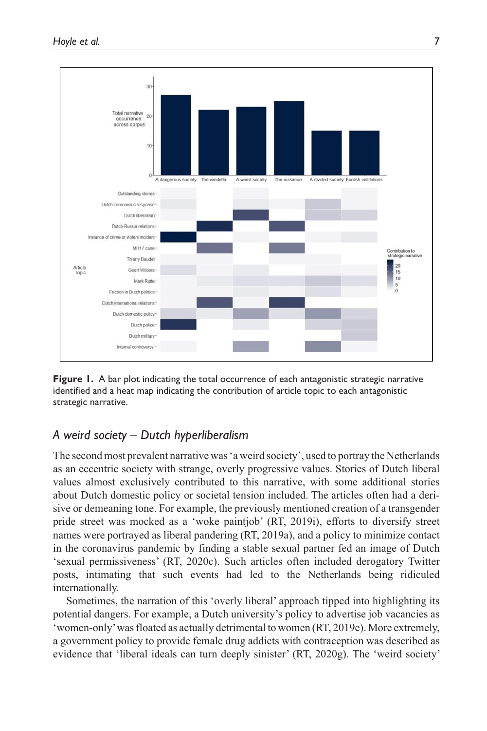**Figure 1.** A bar plot indicating the total occurrence of each antagonistic strategic narrative identified and a heat map indicating the contribution of article topic to each antagonistic strategic narrative.

## *A weird society – Dutch hyperliberalism*

The second most prevalent narrative was 'a weird society', used to portray the Netherlands as an eccentric society with strange, overly progressive values. Stories of Dutch liberal values almost exclusively contributed to this narrative, with some additional stories about Dutch domestic policy or societal tension included. The articles often had a derisive or demeaning tone. For example, the previously mentioned creation of a transgender pride street was mocked as a 'woke paintjob' (RT, 2019i), efforts to diversify street names were portrayed as liberal pandering (RT, 2019a), and a policy to minimize contact in the coronavirus pandemic by finding a stable sexual partner fed an image of Dutch 'sexual permissiveness' (RT, 2020c). Such articles often included derogatory Twitter posts, intimating that such events had led to the Netherlands being ridiculed internationally.

Sometimes, the narration of this 'overly liberal' approach tipped into highlighting its potential dangers. For example, a Dutch university's policy to advertise job vacancies as 'women-only' was floated as actually detrimental to women (RT, 2019e). More extremely, a government policy to provide female drug addicts with contraception was described as evidence that 'liberal ideals can turn deeply sinister' (RT, 2020g). The 'weird society'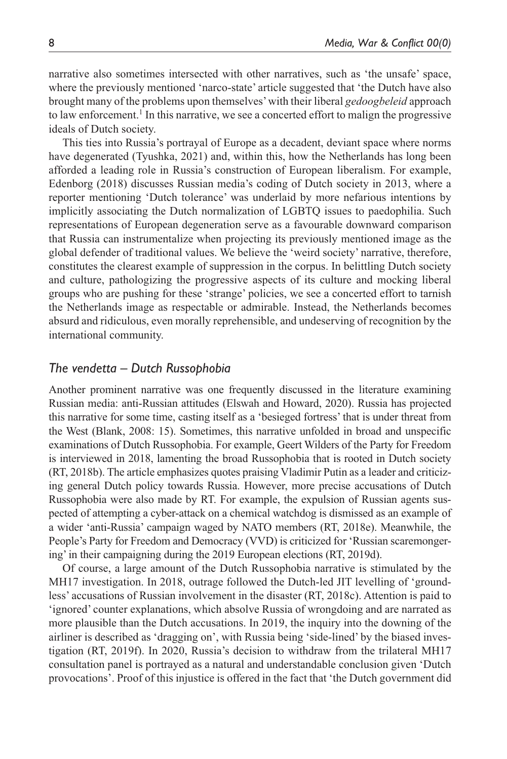narrative also sometimes intersected with other narratives, such as 'the unsafe' space, where the previously mentioned 'narco-state' article suggested that 'the Dutch have also brought many of the problems upon themselves' with their liberal *gedoogbeleid* approach to law enforcement.[1] In this narrative, we see a concerted effort to malign the progressive ideals of Dutch society.

This ties into Russia's portrayal of Europe as a decadent, deviant space where norms have degenerated (Tyushka, 2021) and, within this, how the Netherlands has long been afforded a leading role in Russia's construction of European liberalism. For example, Edenborg (2018) discusses Russian media's coding of Dutch society in 2013, where a reporter mentioning 'Dutch tolerance' was underlaid by more nefarious intentions by implicitly associating the Dutch normalization of LGBTQ issues to paedophilia. Such representations of European degeneration serve as a favourable downward comparison that Russia can instrumentalize when projecting its previously mentioned image as the global defender of traditional values. We believe the 'weird society' narrative, therefore, constitutes the clearest example of suppression in the corpus. In belittling Dutch society and culture, pathologizing the progressive aspects of its culture and mocking liberal groups who are pushing for these 'strange' policies, we see a concerted effort to tarnish the Netherlands image as respectable or admirable. Instead, the Netherlands becomes absurd and ridiculous, even morally reprehensible, and undeserving of recognition by the international community.

### *The vendetta – Dutch Russophobia*

Another prominent narrative was one frequently discussed in the literature examining Russian media: anti-Russian attitudes (Elswah and Howard, 2020). Russia has projected this narrative for some time, casting itself as a 'besieged fortress' that is under threat from the West (Blank, 2008: 15). Sometimes, this narrative unfolded in broad and unspecific examinations of Dutch Russophobia. For example, Geert Wilders of the Party for Freedom is interviewed in 2018, lamenting the broad Russophobia that is rooted in Dutch society (RT, 2018b). The article emphasizes quotes praising Vladimir Putin as a leader and criticizing general Dutch policy towards Russia. However, more precise accusations of Dutch Russophobia were also made by RT. For example, the expulsion of Russian agents suspected of attempting a cyber-attack on a chemical watchdog is dismissed as an example of a wider 'anti-Russia' campaign waged by NATO members (RT, 2018e). Meanwhile, the People's Party for Freedom and Democracy (VVD) is criticized for 'Russian scaremongering' in their campaigning during the 2019 European elections (RT, 2019d).

Of course, a large amount of the Dutch Russophobia narrative is stimulated by the MH17 investigation. In 2018, outrage followed the Dutch-led JIT levelling of 'groundless' accusations of Russian involvement in the disaster (RT, 2018c). Attention is paid to 'ignored' counter explanations, which absolve Russia of wrongdoing and are narrated as more plausible than the Dutch accusations. In 2019, the inquiry into the downing of the airliner is described as 'dragging on', with Russia being 'side-lined' by the biased investigation (RT, 2019f). In 2020, Russia's decision to withdraw from the trilateral MH17 consultation panel is portrayed as a natural and understandable conclusion given 'Dutch provocations'. Proof of this injustice is offered in the fact that 'the Dutch government did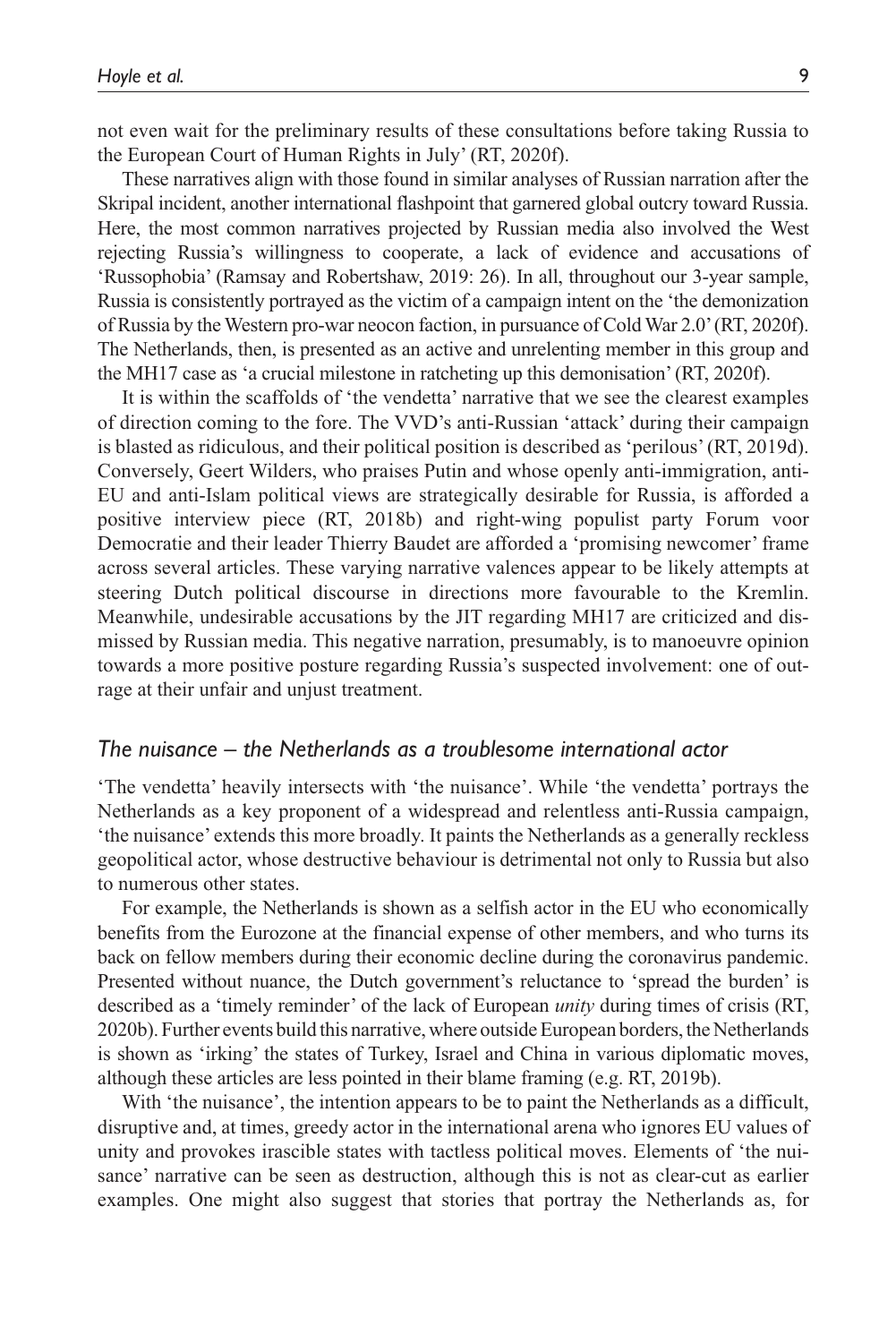not even wait for the preliminary results of these consultations before taking Russia to the European Court of Human Rights in July' (RT, 2020f).

These narratives align with those found in similar analyses of Russian narration after the Skripal incident, another international flashpoint that garnered global outcry toward Russia. Here, the most common narratives projected by Russian media also involved the West rejecting Russia's willingness to cooperate, a lack of evidence and accusations of 'Russophobia' (Ramsay and Robertshaw, 2019: 26). In all, throughout our 3-year sample, Russia is consistently portrayed as the victim of a campaign intent on the 'the demonization of Russia by the Western pro-war neocon faction, in pursuance of Cold War 2.0' (RT, 2020f). The Netherlands, then, is presented as an active and unrelenting member in this group and the MH17 case as 'a crucial milestone in ratcheting up this demonisation' (RT, 2020f).

It is within the scaffolds of 'the vendetta' narrative that we see the clearest examples of direction coming to the fore. The VVD's anti-Russian 'attack' during their campaign is blasted as ridiculous, and their political position is described as 'perilous' (RT, 2019d). Conversely, Geert Wilders, who praises Putin and whose openly anti-immigration, anti-EU and anti-Islam political views are strategically desirable for Russia, is afforded a positive interview piece (RT, 2018b) and right-wing populist party Forum voor Democratie and their leader Thierry Baudet are afforded a 'promising newcomer' frame across several articles. These varying narrative valences appear to be likely attempts at steering Dutch political discourse in directions more favourable to the Kremlin. Meanwhile, undesirable accusations by the JIT regarding MH17 are criticized and dismissed by Russian media. This negative narration, presumably, is to manoeuvre opinion towards a more positive posture regarding Russia's suspected involvement: one of outrage at their unfair and unjust treatment.

### *The nuisance – the Netherlands as a troublesome international actor*

'The vendetta' heavily intersects with 'the nuisance'. While 'the vendetta' portrays the Netherlands as a key proponent of a widespread and relentless anti-Russia campaign, 'the nuisance' extends this more broadly. It paints the Netherlands as a generally reckless geopolitical actor, whose destructive behaviour is detrimental not only to Russia but also to numerous other states.

For example, the Netherlands is shown as a selfish actor in the EU who economically benefits from the Eurozone at the financial expense of other members, and who turns its back on fellow members during their economic decline during the coronavirus pandemic. Presented without nuance, the Dutch government's reluctance to 'spread the burden' is described as a 'timely reminder' of the lack of European *unity* during times of crisis (RT, 2020b). Further events build this narrative, where outside European borders, the Netherlands is shown as 'irking' the states of Turkey, Israel and China in various diplomatic moves, although these articles are less pointed in their blame framing (e.g. RT, 2019b).

With 'the nuisance', the intention appears to be to paint the Netherlands as a difficult, disruptive and, at times, greedy actor in the international arena who ignores EU values of unity and provokes irascible states with tactless political moves. Elements of 'the nuisance' narrative can be seen as destruction, although this is not as clear-cut as earlier examples. One might also suggest that stories that portray the Netherlands as, for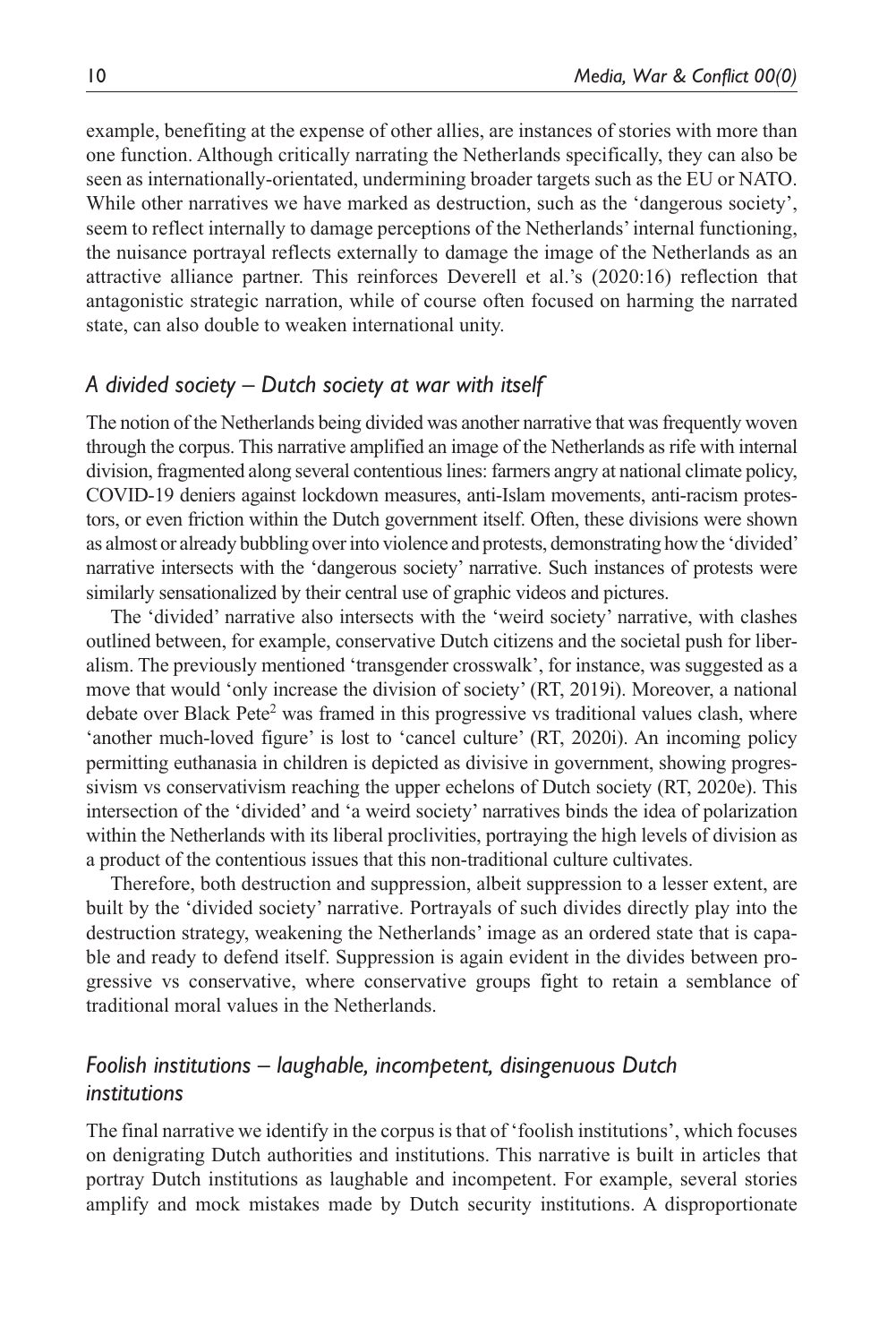example, benefiting at the expense of other allies, are instances of stories with more than one function. Although critically narrating the Netherlands specifically, they can also be seen as internationally-orientated, undermining broader targets such as the EU or NATO. While other narratives we have marked as destruction, such as the 'dangerous society', seem to reflect internally to damage perceptions of the Netherlands' internal functioning, the nuisance portrayal reflects externally to damage the image of the Netherlands as an attractive alliance partner. This reinforces Deverell et al.'s (2020:16) reflection that antagonistic strategic narration, while of course often focused on harming the narrated state, can also double to weaken international unity.

### *A divided society – Dutch society at war with itself*

The notion of the Netherlands being divided was another narrative that was frequently woven through the corpus. This narrative amplified an image of the Netherlands as rife with internal division, fragmented along several contentious lines: farmers angry at national climate policy, COVID-19 deniers against lockdown measures, anti-Islam movements, anti-racism protestors, or even friction within the Dutch government itself. Often, these divisions were shown as almost or already bubbling over into violence and protests, demonstrating how the 'divided' narrative intersects with the 'dangerous society' narrative. Such instances of protests were similarly sensationalized by their central use of graphic videos and pictures.

The 'divided' narrative also intersects with the 'weird society' narrative, with clashes outlined between, for example, conservative Dutch citizens and the societal push for liberalism. The previously mentioned 'transgender crosswalk', for instance, was suggested as a move that would 'only increase the division of society' (RT, 2019i). Moreover, a national debate over Black Pete[2] was framed in this progressive vs traditional values clash, where 'another much-loved figure' is lost to 'cancel culture' (RT, 2020i). An incoming policy permitting euthanasia in children is depicted as divisive in government, showing progressivism vs conservativism reaching the upper echelons of Dutch society (RT, 2020e). This intersection of the 'divided' and 'a weird society' narratives binds the idea of polarization within the Netherlands with its liberal proclivities, portraying the high levels of division as a product of the contentious issues that this non-traditional culture cultivates.

Therefore, both destruction and suppression, albeit suppression to a lesser extent, are built by the 'divided society' narrative. Portrayals of such divides directly play into the destruction strategy, weakening the Netherlands' image as an ordered state that is capable and ready to defend itself. Suppression is again evident in the divides between progressive vs conservative, where conservative groups fight to retain a semblance of traditional moral values in the Netherlands.

### *Foolish institutions – laughable, incompetent, disingenuous Dutch institutions*

The final narrative we identify in the corpus is that of 'foolish institutions', which focuses on denigrating Dutch authorities and institutions. This narrative is built in articles that portray Dutch institutions as laughable and incompetent. For example, several stories amplify and mock mistakes made by Dutch security institutions. A disproportionate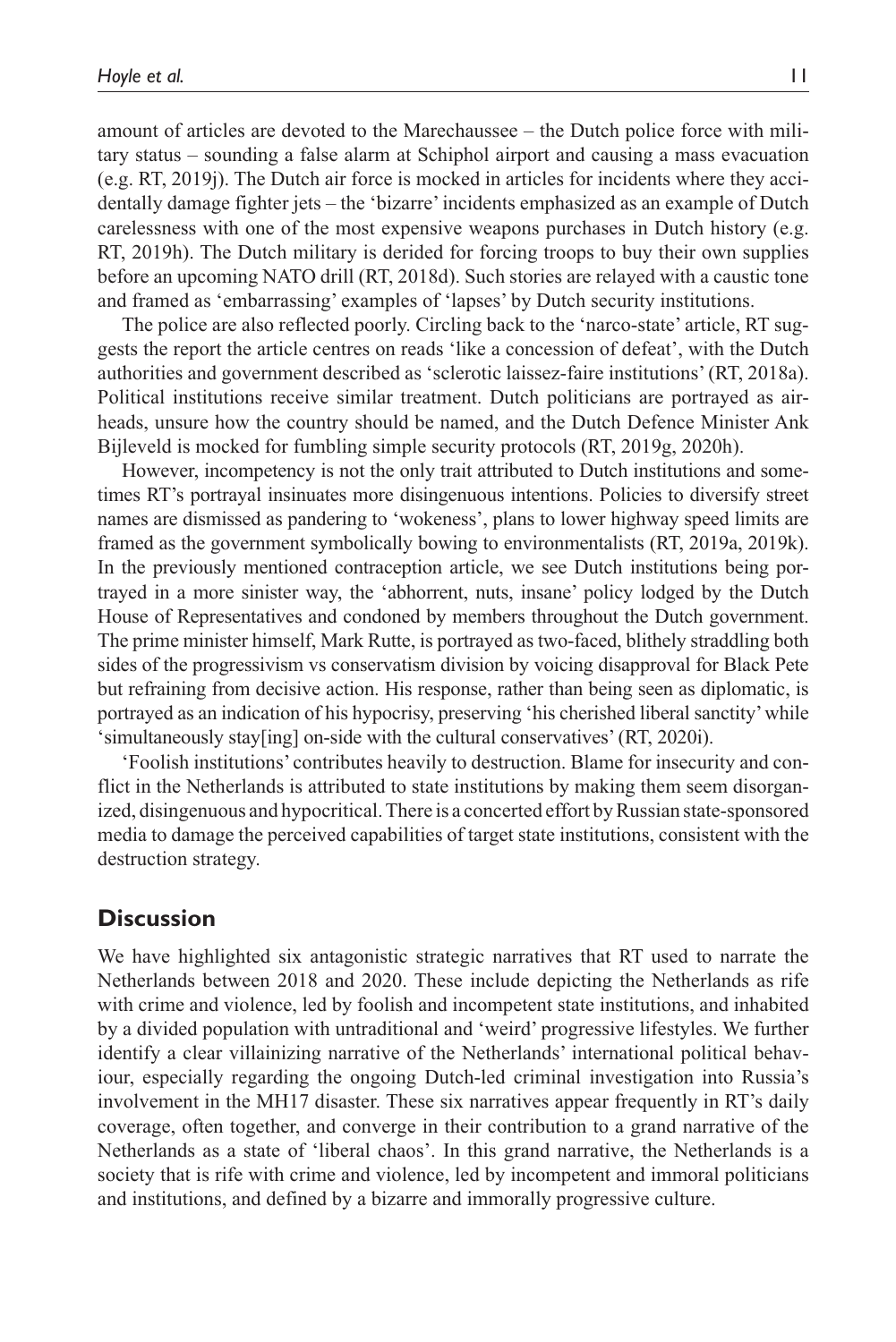amount of articles are devoted to the Marechaussee – the Dutch police force with military status – sounding a false alarm at Schiphol airport and causing a mass evacuation (e.g. RT, 2019j). The Dutch air force is mocked in articles for incidents where they accidentally damage fighter jets – the 'bizarre' incidents emphasized as an example of Dutch carelessness with one of the most expensive weapons purchases in Dutch history (e.g. RT, 2019h). The Dutch military is derided for forcing troops to buy their own supplies before an upcoming NATO drill (RT, 2018d). Such stories are relayed with a caustic tone and framed as 'embarrassing' examples of 'lapses' by Dutch security institutions.

The police are also reflected poorly. Circling back to the 'narco-state' article, RT suggests the report the article centres on reads 'like a concession of defeat', with the Dutch authorities and government described as 'sclerotic laissez-faire institutions' (RT, 2018a). Political institutions receive similar treatment. Dutch politicians are portrayed as airheads, unsure how the country should be named, and the Dutch Defence Minister Ank Bijleveld is mocked for fumbling simple security protocols (RT, 2019g, 2020h).

However, incompetency is not the only trait attributed to Dutch institutions and sometimes RT's portrayal insinuates more disingenuous intentions. Policies to diversify street names are dismissed as pandering to 'wokeness', plans to lower highway speed limits are framed as the government symbolically bowing to environmentalists (RT, 2019a, 2019k). In the previously mentioned contraception article, we see Dutch institutions being portrayed in a more sinister way, the 'abhorrent, nuts, insane' policy lodged by the Dutch House of Representatives and condoned by members throughout the Dutch government. The prime minister himself, Mark Rutte, is portrayed as two-faced, blithely straddling both sides of the progressivism vs conservatism division by voicing disapproval for Black Pete but refraining from decisive action. His response, rather than being seen as diplomatic, is portrayed as an indication of his hypocrisy, preserving 'his cherished liberal sanctity' while 'simultaneously stay[ing] on-side with the cultural conservatives' (RT, 2020i).

'Foolish institutions' contributes heavily to destruction. Blame for insecurity and conflict in the Netherlands is attributed to state institutions by making them seem disorganized, disingenuous and hypocritical. There is a concerted effort by Russian state-sponsored media to damage the perceived capabilities of target state institutions, consistent with the destruction strategy.

## Discussion

We have highlighted six antagonistic strategic narratives that RT used to narrate the Netherlands between 2018 and 2020. These include depicting the Netherlands as rife with crime and violence, led by foolish and incompetent state institutions, and inhabited by a divided population with untraditional and 'weird' progressive lifestyles. We further identify a clear villainizing narrative of the Netherlands' international political behaviour, especially regarding the ongoing Dutch-led criminal investigation into Russia's involvement in the MH17 disaster. These six narratives appear frequently in RT's daily coverage, often together, and converge in their contribution to a grand narrative of the Netherlands as a state of 'liberal chaos'. In this grand narrative, the Netherlands is a society that is rife with crime and violence, led by incompetent and immoral politicians and institutions, and defined by a bizarre and immorally progressive culture.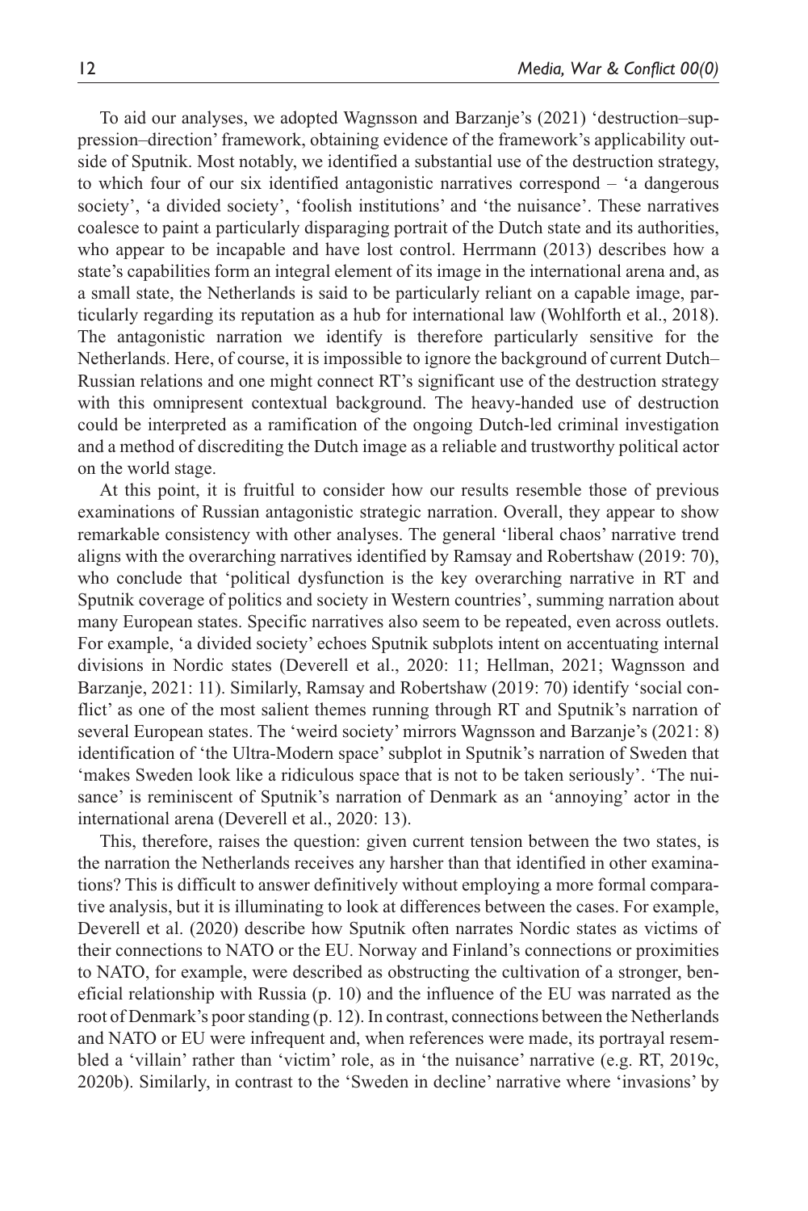To aid our analyses, we adopted Wagnsson and Barzanje's (2021) 'destruction–suppression–direction' framework, obtaining evidence of the framework's applicability outside of Sputnik. Most notably, we identified a substantial use of the destruction strategy, to which four of our six identified antagonistic narratives correspond – 'a dangerous society', 'a divided society', 'foolish institutions' and 'the nuisance'. These narratives coalesce to paint a particularly disparaging portrait of the Dutch state and its authorities, who appear to be incapable and have lost control. Herrmann (2013) describes how a state's capabilities form an integral element of its image in the international arena and, as a small state, the Netherlands is said to be particularly reliant on a capable image, particularly regarding its reputation as a hub for international law (Wohlforth et al., 2018). The antagonistic narration we identify is therefore particularly sensitive for the Netherlands. Here, of course, it is impossible to ignore the background of current Dutch–Russian relations and one might connect RT's significant use of the destruction strategy with this omnipresent contextual background. The heavy-handed use of destruction could be interpreted as a ramification of the ongoing Dutch-led criminal investigation and a method of discrediting the Dutch image as a reliable and trustworthy political actor on the world stage.

At this point, it is fruitful to consider how our results resemble those of previous examinations of Russian antagonistic strategic narration. Overall, they appear to show remarkable consistency with other analyses. The general 'liberal chaos' narrative trend aligns with the overarching narratives identified by Ramsay and Robertshaw (2019: 70), who conclude that 'political dysfunction is the key overarching narrative in RT and Sputnik coverage of politics and society in Western countries', summing narration about many European states. Specific narratives also seem to be repeated, even across outlets. For example, 'a divided society' echoes Sputnik subplots intent on accentuating internal divisions in Nordic states (Deverell et al., 2020: 11; Hellman, 2021; Wagnsson and Barzanje, 2021: 11). Similarly, Ramsay and Robertshaw (2019: 70) identify 'social conflict' as one of the most salient themes running through RT and Sputnik's narration of several European states. The 'weird society' mirrors Wagnsson and Barzanje's (2021: 8) identification of 'the Ultra-Modern space' subplot in Sputnik's narration of Sweden that 'makes Sweden look like a ridiculous space that is not to be taken seriously'. 'The nuisance' is reminiscent of Sputnik's narration of Denmark as an 'annoying' actor in the international arena (Deverell et al., 2020: 13).

This, therefore, raises the question: given current tension between the two states, is the narration the Netherlands receives any harsher than that identified in other examinations? This is difficult to answer definitively without employing a more formal comparative analysis, but it is illuminating to look at differences between the cases. For example, Deverell et al. (2020) describe how Sputnik often narrates Nordic states as victims of their connections to NATO or the EU. Norway and Finland's connections or proximities to NATO, for example, were described as obstructing the cultivation of a stronger, beneficial relationship with Russia (p. 10) and the influence of the EU was narrated as the root of Denmark's poor standing (p. 12). In contrast, connections between the Netherlands and NATO or EU were infrequent and, when references were made, its portrayal resembled a 'villain' rather than 'victim' role, as in 'the nuisance' narrative (e.g. RT, 2019c, 2020b). Similarly, in contrast to the 'Sweden in decline' narrative where 'invasions' by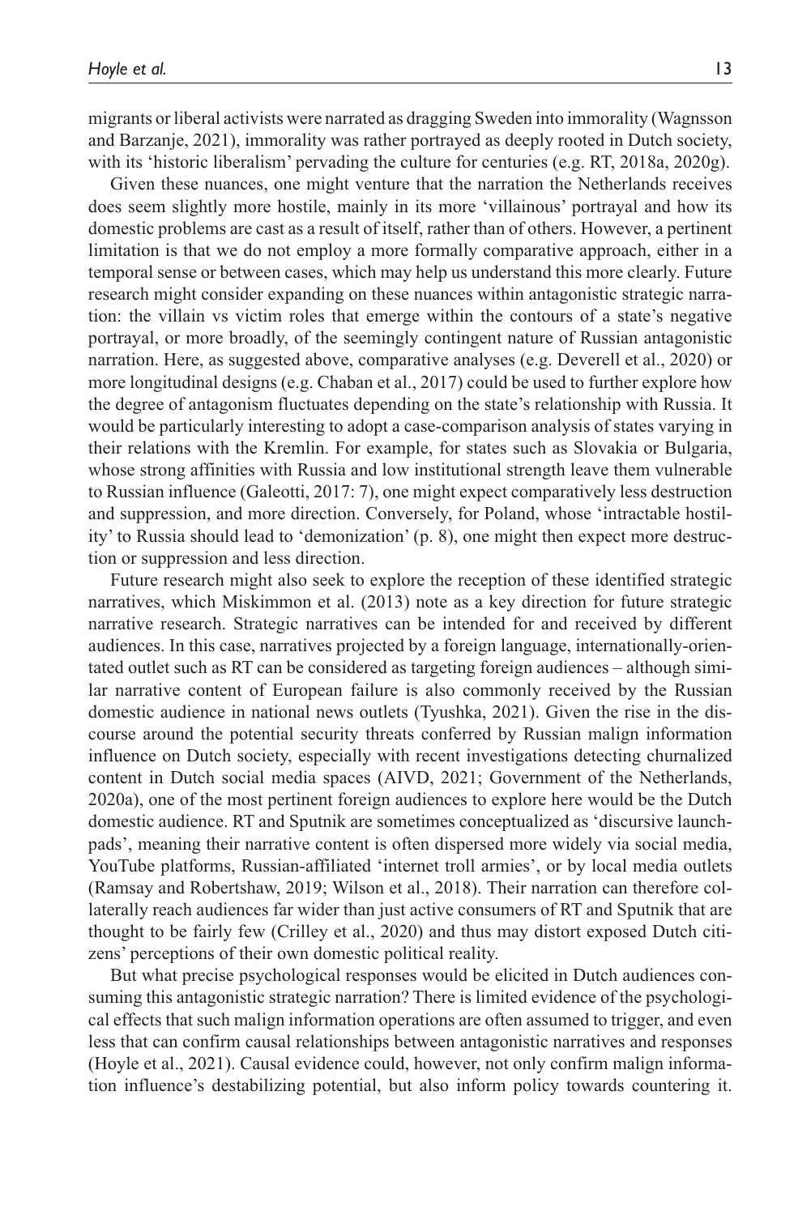migrants or liberal activists were narrated as dragging Sweden into immorality (Wagnsson and Barzanje, 2021), immorality was rather portrayed as deeply rooted in Dutch society, with its 'historic liberalism' pervading the culture for centuries (e.g. RT, 2018a, 2020g).

Given these nuances, one might venture that the narration the Netherlands receives does seem slightly more hostile, mainly in its more 'villainous' portrayal and how its domestic problems are cast as a result of itself, rather than of others. However, a pertinent limitation is that we do not employ a more formally comparative approach, either in a temporal sense or between cases, which may help us understand this more clearly. Future research might consider expanding on these nuances within antagonistic strategic narration: the villain vs victim roles that emerge within the contours of a state's negative portrayal, or more broadly, of the seemingly contingent nature of Russian antagonistic narration. Here, as suggested above, comparative analyses (e.g. Deverell et al., 2020) or more longitudinal designs (e.g. Chaban et al., 2017) could be used to further explore how the degree of antagonism fluctuates depending on the state's relationship with Russia. It would be particularly interesting to adopt a case-comparison analysis of states varying in their relations with the Kremlin. For example, for states such as Slovakia or Bulgaria, whose strong affinities with Russia and low institutional strength leave them vulnerable to Russian influence (Galeotti, 2017: 7), one might expect comparatively less destruction and suppression, and more direction. Conversely, for Poland, whose 'intractable hostility' to Russia should lead to 'demonization' (p. 8), one might then expect more destruction or suppression and less direction.

Future research might also seek to explore the reception of these identified strategic narratives, which Miskimmon et al. (2013) note as a key direction for future strategic narrative research. Strategic narratives can be intended for and received by different audiences. In this case, narratives projected by a foreign language, internationally-orientated outlet such as RT can be considered as targeting foreign audiences – although similar narrative content of European failure is also commonly received by the Russian domestic audience in national news outlets (Tyushka, 2021). Given the rise in the discourse around the potential security threats conferred by Russian malign information influence on Dutch society, especially with recent investigations detecting churnalized content in Dutch social media spaces (AIVD, 2021; Government of the Netherlands, 2020a), one of the most pertinent foreign audiences to explore here would be the Dutch domestic audience. RT and Sputnik are sometimes conceptualized as 'discursive launchpads', meaning their narrative content is often dispersed more widely via social media, YouTube platforms, Russian-affiliated 'internet troll armies', or by local media outlets (Ramsay and Robertshaw, 2019; Wilson et al., 2018). Their narration can therefore collaterally reach audiences far wider than just active consumers of RT and Sputnik that are thought to be fairly few (Crilley et al., 2020) and thus may distort exposed Dutch citizens' perceptions of their own domestic political reality.

But what precise psychological responses would be elicited in Dutch audiences consuming this antagonistic strategic narration? There is limited evidence of the psychological effects that such malign information operations are often assumed to trigger, and even less that can confirm causal relationships between antagonistic narratives and responses (Hoyle et al., 2021). Causal evidence could, however, not only confirm malign information influence's destabilizing potential, but also inform policy towards countering it.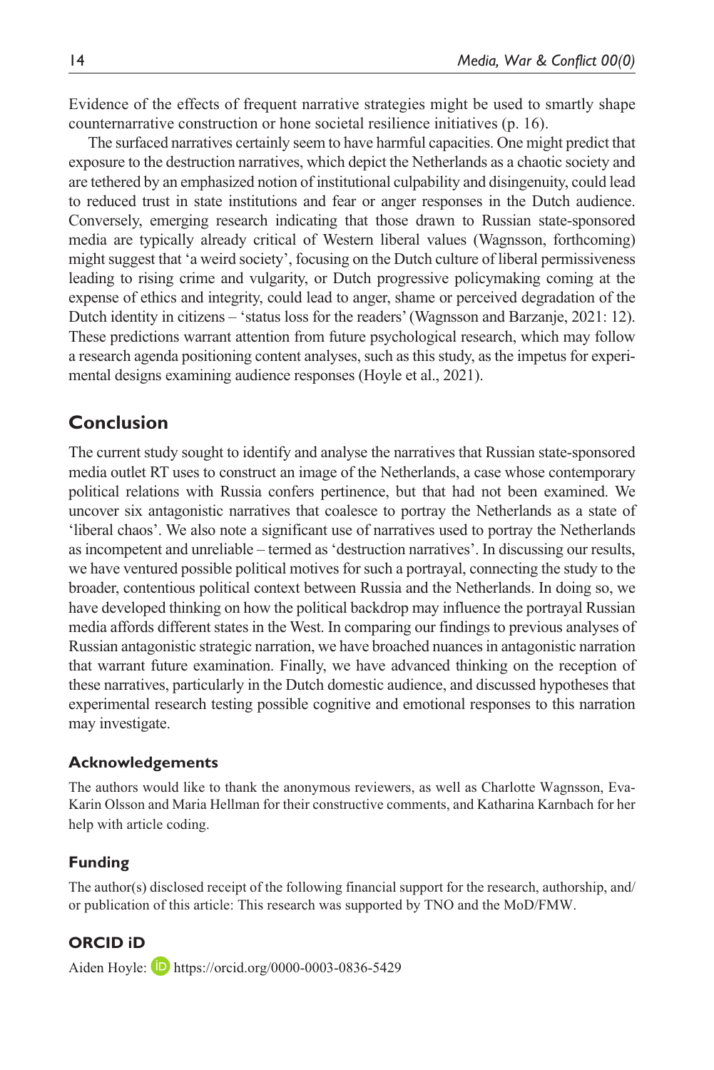Evidence of the effects of frequent narrative strategies might be used to smartly shape counternarrative construction or hone societal resilience initiatives (p. 16).

The surfaced narratives certainly seem to have harmful capacities. One might predict that exposure to the destruction narratives, which depict the Netherlands as a chaotic society and are tethered by an emphasized notion of institutional culpability and disingenuity, could lead to reduced trust in state institutions and fear or anger responses in the Dutch audience. Conversely, emerging research indicating that those drawn to Russian state-sponsored media are typically already critical of Western liberal values (Wagnsson, forthcoming) might suggest that 'a weird society', focusing on the Dutch culture of liberal permissiveness leading to rising crime and vulgarity, or Dutch progressive policymaking coming at the expense of ethics and integrity, could lead to anger, shame or perceived degradation of the Dutch identity in citizens – 'status loss for the readers' (Wagnsson and Barzanje, 2021: 12). These predictions warrant attention from future psychological research, which may follow a research agenda positioning content analyses, such as this study, as the impetus for experimental designs examining audience responses (Hoyle et al., 2021).

## Conclusion

The current study sought to identify and analyse the narratives that Russian state-sponsored media outlet RT uses to construct an image of the Netherlands, a case whose contemporary political relations with Russia confers pertinence, but that had not been examined. We uncover six antagonistic narratives that coalesce to portray the Netherlands as a state of 'liberal chaos'. We also note a significant use of narratives used to portray the Netherlands as incompetent and unreliable – termed as 'destruction narratives'. In discussing our results, we have ventured possible political motives for such a portrayal, connecting the study to the broader, contentious political context between Russia and the Netherlands. In doing so, we have developed thinking on how the political backdrop may influence the portrayal Russian media affords different states in the West. In comparing our findings to previous analyses of Russian antagonistic strategic narration, we have broached nuances in antagonistic narration that warrant future examination. Finally, we have advanced thinking on the reception of these narratives, particularly in the Dutch domestic audience, and discussed hypotheses that experimental research testing possible cognitive and emotional responses to this narration may investigate.

### Acknowledgements

The authors would like to thank the anonymous reviewers, as well as Charlotte Wagnsson, Eva-Karin Olsson and Maria Hellman for their constructive comments, and Katharina Karnbach for her help with article coding.

### Funding

The author(s) disclosed receipt of the following financial support for the research, authorship, and/or publication of this article: This research was supported by TNO and the MoD/FMW.

### ORCID iD

Aiden Hoyle: https://orcid.org/0000-0003-0836-5429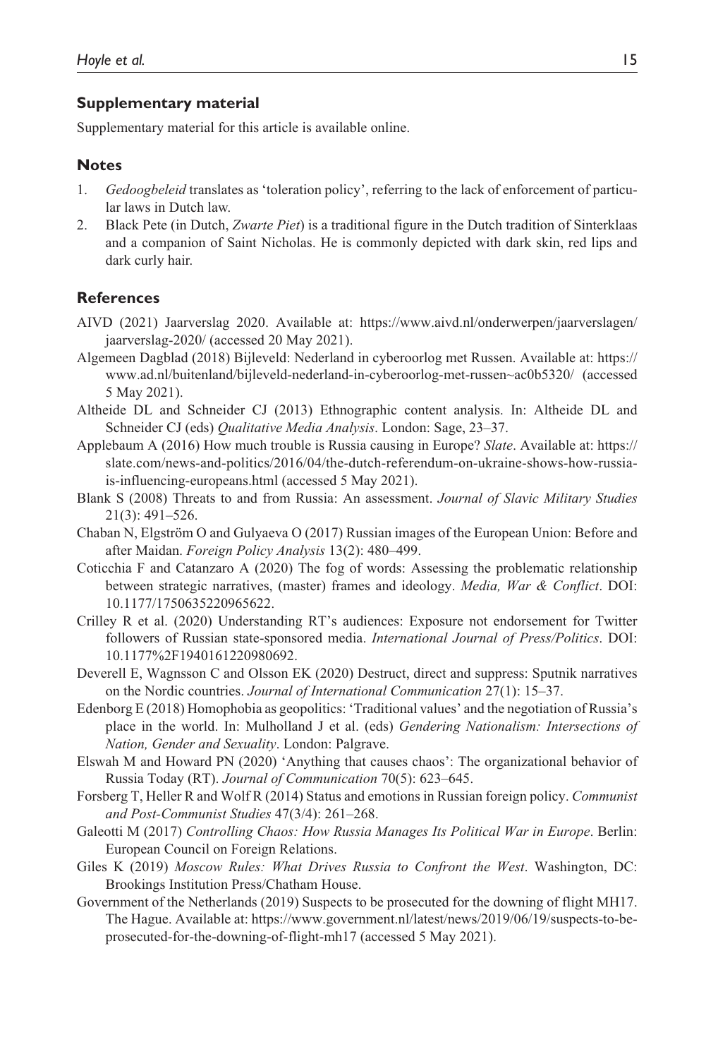## Supplementary material

Supplementary material for this article is available online.

## Notes

1. *Gedoogbeleid* translates as 'toleration policy', referring to the lack of enforcement of particular laws in Dutch law.
2. Black Pete (in Dutch, *Zwarte Piet*) is a traditional figure in the Dutch tradition of Sinterklaas and a companion of Saint Nicholas. He is commonly depicted with dark skin, red lips and dark curly hair.

## References

AIVD (2021) Jaarverslag 2020. Available at: https://www.aivd.nl/onderwerpen/jaarverslagen/jaarverslag-2020/ (accessed 20 May 2021).

Algemeen Dagblad (2018) Bijleveld: Nederland in cyberoorlog met Russen. Available at: https://www.ad.nl/buitenland/bijleveld-nederland-in-cyberoorlog-met-russen~ac0b5320/ (accessed 5 May 2021).

Altheide DL and Schneider CJ (2013) Ethnographic content analysis. In: Altheide DL and Schneider CJ (eds) *Qualitative Media Analysis*. London: Sage, 23–37.

Applebaum A (2016) How much trouble is Russia causing in Europe? *Slate*. Available at: https://slate.com/news-and-politics/2016/04/the-dutch-referendum-on-ukraine-shows-how-russia-is-influencing-europeans.html (accessed 5 May 2021).

Blank S (2008) Threats to and from Russia: An assessment. *Journal of Slavic Military Studies* 21(3): 491–526.

Chaban N, Elgström O and Gulyaeva O (2017) Russian images of the European Union: Before and after Maidan. *Foreign Policy Analysis* 13(2): 480–499.

Coticchia F and Catanzaro A (2020) The fog of words: Assessing the problematic relationship between strategic narratives, (master) frames and ideology. *Media, War & Conflict*. DOI: 10.1177/1750635220965622.

Crilley R et al. (2020) Understanding RT's audiences: Exposure not endorsement for Twitter followers of Russian state-sponsored media. *International Journal of Press/Politics*. DOI: 10.1177%2F1940161220980692.

Deverell E, Wagnsson C and Olsson EK (2020) Destruct, direct and suppress: Sputnik narratives on the Nordic countries. *Journal of International Communication* 27(1): 15–37.

Edenborg E (2018) Homophobia as geopolitics: 'Traditional values' and the negotiation of Russia's place in the world. In: Mulholland J et al. (eds) *Gendering Nationalism: Intersections of Nation, Gender and Sexuality*. London: Palgrave.

Elswah M and Howard PN (2020) 'Anything that causes chaos': The organizational behavior of Russia Today (RT). *Journal of Communication* 70(5): 623–645.

Forsberg T, Heller R and Wolf R (2014) Status and emotions in Russian foreign policy. *Communist and Post-Communist Studies* 47(3/4): 261–268.

Galeotti M (2017) *Controlling Chaos: How Russia Manages Its Political War in Europe*. Berlin: European Council on Foreign Relations.

Giles K (2019) *Moscow Rules: What Drives Russia to Confront the West*. Washington, DC: Brookings Institution Press/Chatham House.

Government of the Netherlands (2019) Suspects to be prosecuted for the downing of flight MH17. The Hague. Available at: https://www.government.nl/latest/news/2019/06/19/suspects-to-be-prosecuted-for-the-downing-of-flight-mh17 (accessed 5 May 2021).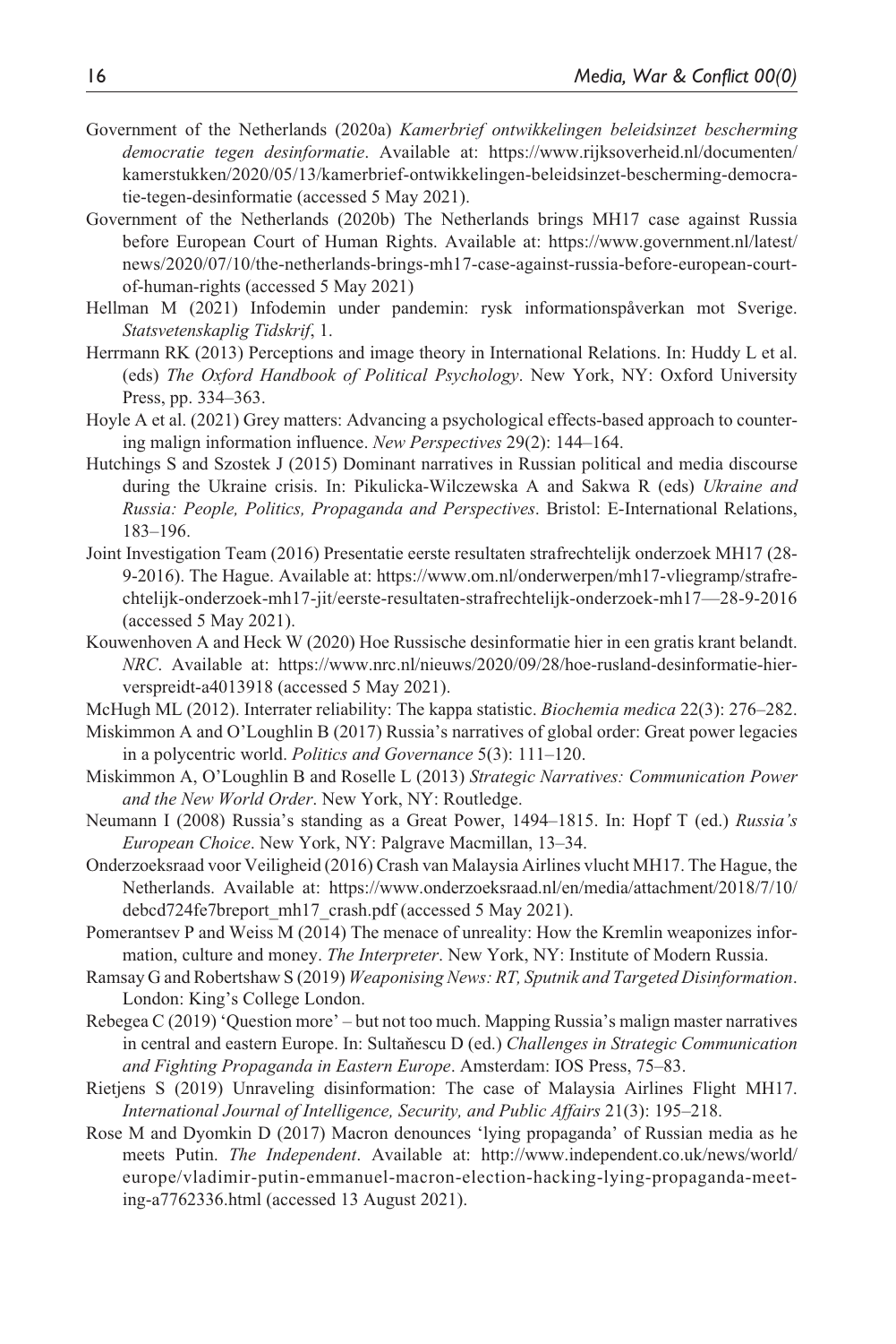Government of the Netherlands (2020a) *Kamerbrief ontwikkelingen beleidsinzet bescherming democratie tegen desinformatie*. Available at: https://www.rijksoverheid.nl/documenten/kamerstukken/2020/05/13/kamerbrief-ontwikkelingen-beleidsinzet-bescherming-democratie-tegen-desinformatie (accessed 5 May 2021).

Government of the Netherlands (2020b) The Netherlands brings MH17 case against Russia before European Court of Human Rights. Available at: https://www.government.nl/latest/news/2020/07/10/the-netherlands-brings-mh17-case-against-russia-before-european-court-of-human-rights (accessed 5 May 2021)

Hellman M (2021) Infodemin under pandemin: rysk informationspåverkan mot Sverige. *Statsvetenskaplig Tidskrif*, 1.

Herrmann RK (2013) Perceptions and image theory in International Relations. In: Huddy L et al. (eds) *The Oxford Handbook of Political Psychology*. New York, NY: Oxford University Press, pp. 334–363.

Hoyle A et al. (2021) Grey matters: Advancing a psychological effects-based approach to countering malign information influence. *New Perspectives* 29(2): 144–164.

Hutchings S and Szostek J (2015) Dominant narratives in Russian political and media discourse during the Ukraine crisis. In: Pikulicka-Wilczewska A and Sakwa R (eds) *Ukraine and Russia: People, Politics, Propaganda and Perspectives*. Bristol: E-International Relations, 183–196.

Joint Investigation Team (2016) Presentatie eerste resultaten strafrechtelijk onderzoek MH17 (28-9-2016). The Hague. Available at: https://www.om.nl/onderwerpen/mh17-vliegramp/strafrechtelijk-onderzoek-mh17-jit/eerste-resultaten-strafrechtelijk-onderzoek-mh17—28-9-2016 (accessed 5 May 2021).

Kouwenhoven A and Heck W (2020) Hoe Russische desinformatie hier in een gratis krant belandt. *NRC*. Available at: https://www.nrc.nl/nieuws/2020/09/28/hoe-rusland-desinformatie-hier-verspreidt-a4013918 (accessed 5 May 2021).

McHugh ML (2012). Interrater reliability: The kappa statistic. *Biochemia medica* 22(3): 276–282.

Miskimmon A and O'Loughlin B (2017) Russia's narratives of global order: Great power legacies in a polycentric world. *Politics and Governance* 5(3): 111–120.

Miskimmon A, O'Loughlin B and Roselle L (2013) *Strategic Narratives: Communication Power and the New World Order*. New York, NY: Routledge.

Neumann I (2008) Russia's standing as a Great Power, 1494–1815. In: Hopf T (ed.) *Russia's European Choice*. New York, NY: Palgrave Macmillan, 13–34.

Onderzoeksraad voor Veiligheid (2016) Crash van Malaysia Airlines vlucht MH17. The Hague, the Netherlands. Available at: https://www.onderzoeksraad.nl/en/media/attachment/2018/7/10/debcd724fe7breport_mh17_crash.pdf (accessed 5 May 2021).

Pomerantsev P and Weiss M (2014) The menace of unreality: How the Kremlin weaponizes information, culture and money. *The Interpreter*. New York, NY: Institute of Modern Russia.

Ramsay G and Robertshaw S (2019) *Weaponising News: RT, Sputnik and Targeted Disinformation*. London: King's College London.

Rebegea C (2019) 'Question more' – but not too much. Mapping Russia's malign master narratives in central and eastern Europe. In: Sultaňescu D (ed.) *Challenges in Strategic Communication and Fighting Propaganda in Eastern Europe*. Amsterdam: IOS Press, 75–83.

Rietjens S (2019) Unraveling disinformation: The case of Malaysia Airlines Flight MH17. *International Journal of Intelligence, Security, and Public Affairs* 21(3): 195–218.

Rose M and Dyomkin D (2017) Macron denounces 'lying propaganda' of Russian media as he meets Putin. *The Independent*. Available at: http://www.independent.co.uk/news/world/europe/vladimir-putin-emmanuel-macron-election-hacking-lying-propaganda-meeting-a7762336.html (accessed 13 August 2021).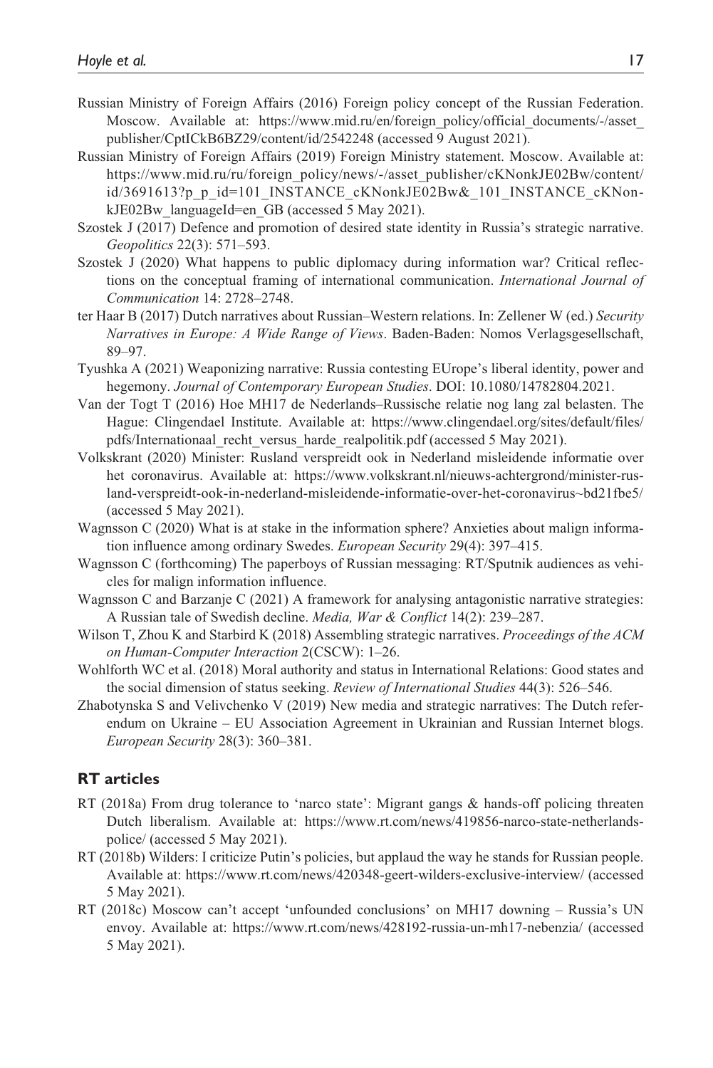Russian Ministry of Foreign Affairs (2016) Foreign policy concept of the Russian Federation. Moscow. Available at: https://www.mid.ru/en/foreign_policy/official_documents/-/asset_publisher/CptICkB6BZ29/content/id/2542248 (accessed 9 August 2021).

Russian Ministry of Foreign Affairs (2019) Foreign Ministry statement. Moscow. Available at: https://www.mid.ru/ru/foreign_policy/news/-/asset_publisher/cKNonkJE02Bw/content/id/3691613?p_p_id=101_INSTANCE_cKNonkJE02Bw&_101_INSTANCE_cKNonkJE02Bw_languageId=en_GB (accessed 5 May 2021).

Szostek J (2017) Defence and promotion of desired state identity in Russia's strategic narrative. *Geopolitics* 22(3): 571–593.

Szostek J (2020) What happens to public diplomacy during information war? Critical reflections on the conceptual framing of international communication. *International Journal of Communication* 14: 2728–2748.

ter Haar B (2017) Dutch narratives about Russian–Western relations. In: Zellener W (ed.) *Security Narratives in Europe: A Wide Range of Views*. Baden-Baden: Nomos Verlagsgesellschaft, 89–97.

Tyushka A (2021) Weaponizing narrative: Russia contesting EUrope's liberal identity, power and hegemony. *Journal of Contemporary European Studies*. DOI: 10.1080/14782804.2021.

Van der Togt T (2016) Hoe MH17 de Nederlands–Russische relatie nog lang zal belasten. The Hague: Clingendael Institute. Available at: https://www.clingendael.org/sites/default/files/pdfs/Internationaal_recht_versus_harde_realpolitik.pdf (accessed 5 May 2021).

Volkskrant (2020) Minister: Rusland verspreidt ook in Nederland misleidende informatie over het coronavirus. Available at: https://www.volkskrant.nl/nieuws-achtergrond/minister-rusland-verspreidt-ook-in-nederland-misleidende-informatie-over-het-coronavirus~bd21fbe5/ (accessed 5 May 2021).

Wagnsson C (2020) What is at stake in the information sphere? Anxieties about malign information influence among ordinary Swedes. *European Security* 29(4): 397–415.

Wagnsson C (forthcoming) The paperboys of Russian messaging: RT/Sputnik audiences as vehicles for malign information influence.

Wagnsson C and Barzanje C (2021) A framework for analysing antagonistic narrative strategies: A Russian tale of Swedish decline. *Media, War & Conflict* 14(2): 239–287.

Wilson T, Zhou K and Starbird K (2018) Assembling strategic narratives. *Proceedings of the ACM on Human-Computer Interaction* 2(CSCW): 1–26.

Wohlforth WC et al. (2018) Moral authority and status in International Relations: Good states and the social dimension of status seeking. *Review of International Studies* 44(3): 526–546.

Zhabotynska S and Velivchenko V (2019) New media and strategic narratives: The Dutch referendum on Ukraine – EU Association Agreement in Ukrainian and Russian Internet blogs. *European Security* 28(3): 360–381.

## RT articles

RT (2018a) From drug tolerance to 'narco state': Migrant gangs & hands-off policing threaten Dutch liberalism. Available at: https://www.rt.com/news/419856-narco-state-netherlands-police/ (accessed 5 May 2021).

RT (2018b) Wilders: I criticize Putin's policies, but applaud the way he stands for Russian people. Available at: https://www.rt.com/news/420348-geert-wilders-exclusive-interview/ (accessed 5 May 2021).

RT (2018c) Moscow can't accept 'unfounded conclusions' on MH17 downing – Russia's UN envoy. Available at: https://www.rt.com/news/428192-russia-un-mh17-nebenzia/ (accessed 5 May 2021).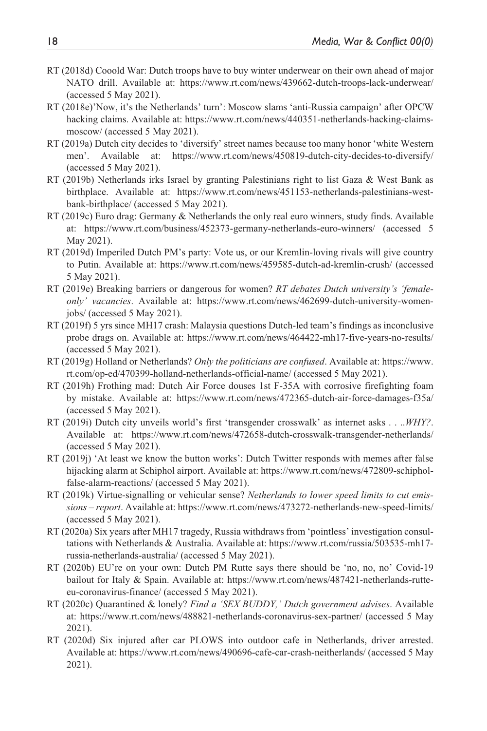RT (2018d) Cooold War: Dutch troops have to buy winter underwear on their own ahead of major NATO drill. Available at: https://www.rt.com/news/439662-dutch-troops-lack-underwear/ (accessed 5 May 2021).

RT (2018e)'Now, it's the Netherlands' turn': Moscow slams 'anti-Russia campaign' after OPCW hacking claims. Available at: https://www.rt.com/news/440351-netherlands-hacking-claims-moscow/ (accessed 5 May 2021).

RT (2019a) Dutch city decides to 'diversify' street names because too many honor 'white Western men'. Available at: https://www.rt.com/news/450819-dutch-city-decides-to-diversify/ (accessed 5 May 2021).

RT (2019b) Netherlands irks Israel by granting Palestinians right to list Gaza & West Bank as birthplace. Available at: https://www.rt.com/news/451153-netherlands-palestinians-west-bank-birthplace/ (accessed 5 May 2021).

RT (2019c) Euro drag: Germany & Netherlands the only real euro winners, study finds. Available at: https://www.rt.com/business/452373-germany-netherlands-euro-winners/ (accessed 5 May 2021).

RT (2019d) Imperiled Dutch PM's party: Vote us, or our Kremlin-loving rivals will give country to Putin. Available at: https://www.rt.com/news/459585-dutch-ad-kremlin-crush/ (accessed 5 May 2021).

RT (2019e) Breaking barriers or dangerous for women? *RT debates Dutch university's 'female-only' vacancies*. Available at: https://www.rt.com/news/462699-dutch-university-women-jobs/ (accessed 5 May 2021).

RT (2019f) 5 yrs since MH17 crash: Malaysia questions Dutch-led team's findings as inconclusive probe drags on. Available at: https://www.rt.com/news/464422-mh17-five-years-no-results/ (accessed 5 May 2021).

RT (2019g) Holland or Netherlands? *Only the politicians are confused*. Available at: https://www.rt.com/op-ed/470399-holland-netherlands-official-name/ (accessed 5 May 2021).

RT (2019h) Frothing mad: Dutch Air Force douses 1st F-35A with corrosive firefighting foam by mistake. Available at: https://www.rt.com/news/472365-dutch-air-force-damages-f35a/ (accessed 5 May 2021).

RT (2019i) Dutch city unveils world's first 'transgender crosswalk' as internet asks . . ..*WHY?*. Available at: https://www.rt.com/news/472658-dutch-crosswalk-transgender-netherlands/ (accessed 5 May 2021).

RT (2019j) 'At least we know the button works': Dutch Twitter responds with memes after false hijacking alarm at Schiphol airport. Available at: https://www.rt.com/news/472809-schiphol-false-alarm-reactions/ (accessed 5 May 2021).

RT (2019k) Virtue-signalling or vehicular sense? *Netherlands to lower speed limits to cut emissions – report*. Available at: https://www.rt.com/news/473272-netherlands-new-speed-limits/ (accessed 5 May 2021).

RT (2020a) Six years after MH17 tragedy, Russia withdraws from 'pointless' investigation consultations with Netherlands & Australia. Available at: https://www.rt.com/russia/503535-mh17-russia-netherlands-australia/ (accessed 5 May 2021).

RT (2020b) EU're on your own: Dutch PM Rutte says there should be 'no, no, no' Covid-19 bailout for Italy & Spain. Available at: https://www.rt.com/news/487421-netherlands-rutte-eu-coronavirus-finance/ (accessed 5 May 2021).

RT (2020c) Quarantined & lonely? *Find a 'SEX BUDDY,' Dutch government advises*. Available at: https://www.rt.com/news/488821-netherlands-coronavirus-sex-partner/ (accessed 5 May 2021).

RT (2020d) Six injured after car PLOWS into outdoor cafe in Netherlands, driver arrested. Available at: https://www.rt.com/news/490696-cafe-car-crash-neitherlands/ (accessed 5 May 2021).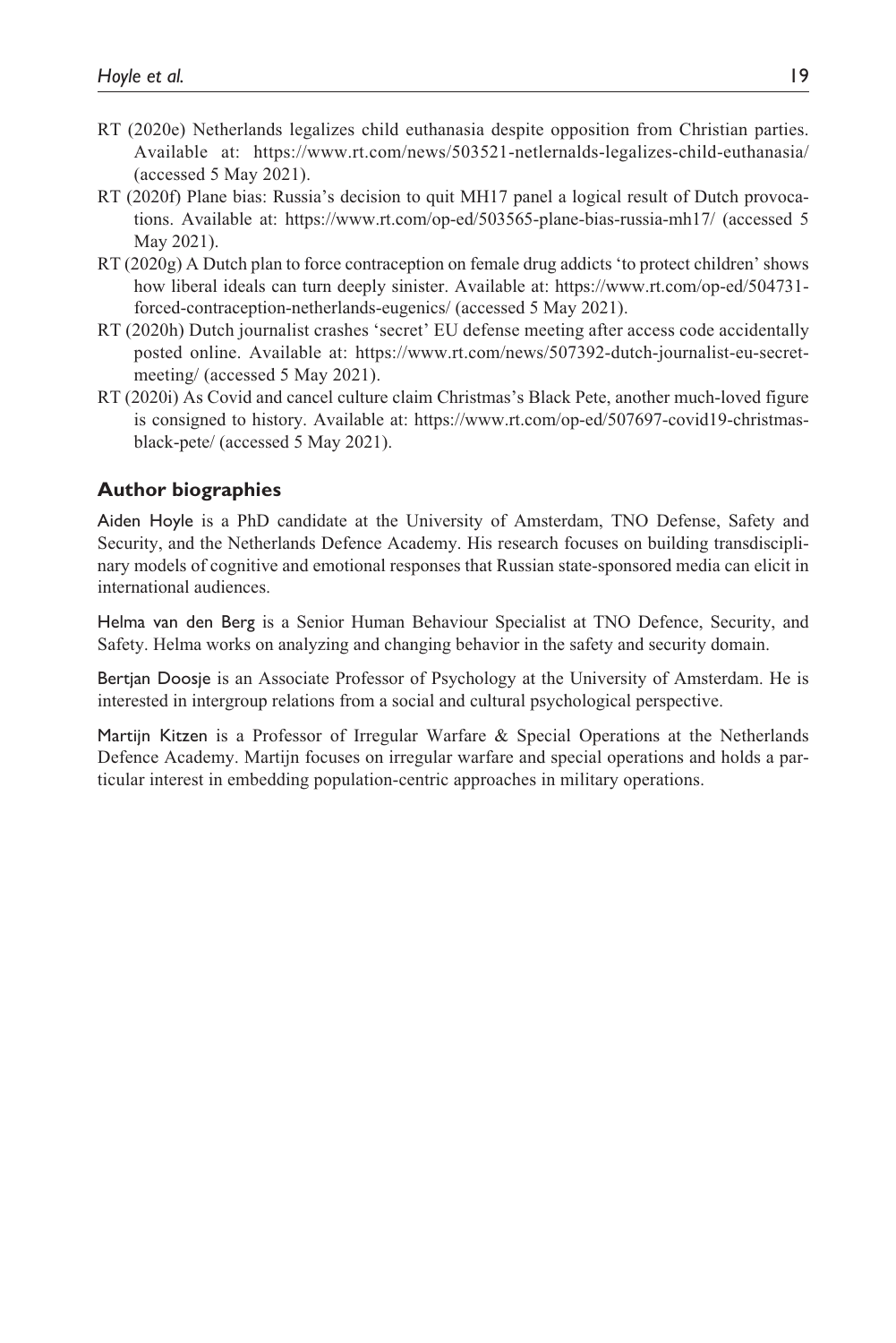- RT (2020e) Netherlands legalizes child euthanasia despite opposition from Christian parties. Available at: https://www.rt.com/news/503521-netlernalds-legalizes-child-euthanasia/ (accessed 5 May 2021).
- RT (2020f) Plane bias: Russia's decision to quit MH17 panel a logical result of Dutch provocations. Available at: https://www.rt.com/op-ed/503565-plane-bias-russia-mh17/ (accessed 5 May 2021).
- RT (2020g) A Dutch plan to force contraception on female drug addicts 'to protect children' shows how liberal ideals can turn deeply sinister. Available at: https://www.rt.com/op-ed/504731-forced-contraception-netherlands-eugenics/ (accessed 5 May 2021).
- RT (2020h) Dutch journalist crashes 'secret' EU defense meeting after access code accidentally posted online. Available at: https://www.rt.com/news/507392-dutch-journalist-eu-secret-meeting/ (accessed 5 May 2021).
- RT (2020i) As Covid and cancel culture claim Christmas's Black Pete, another much-loved figure is consigned to history. Available at: https://www.rt.com/op-ed/507697-covid19-christmas-black-pete/ (accessed 5 May 2021).

## Author biographies

Aiden Hoyle is a PhD candidate at the University of Amsterdam, TNO Defense, Safety and Security, and the Netherlands Defence Academy. His research focuses on building transdisciplinary models of cognitive and emotional responses that Russian state-sponsored media can elicit in international audiences.

Helma van den Berg is a Senior Human Behaviour Specialist at TNO Defence, Security, and Safety. Helma works on analyzing and changing behavior in the safety and security domain.

Bertjan Doosje is an Associate Professor of Psychology at the University of Amsterdam. He is interested in intergroup relations from a social and cultural psychological perspective.

Martijn Kitzen is a Professor of Irregular Warfare & Special Operations at the Netherlands Defence Academy. Martijn focuses on irregular warfare and special operations and holds a particular interest in embedding population-centric approaches in military operations.